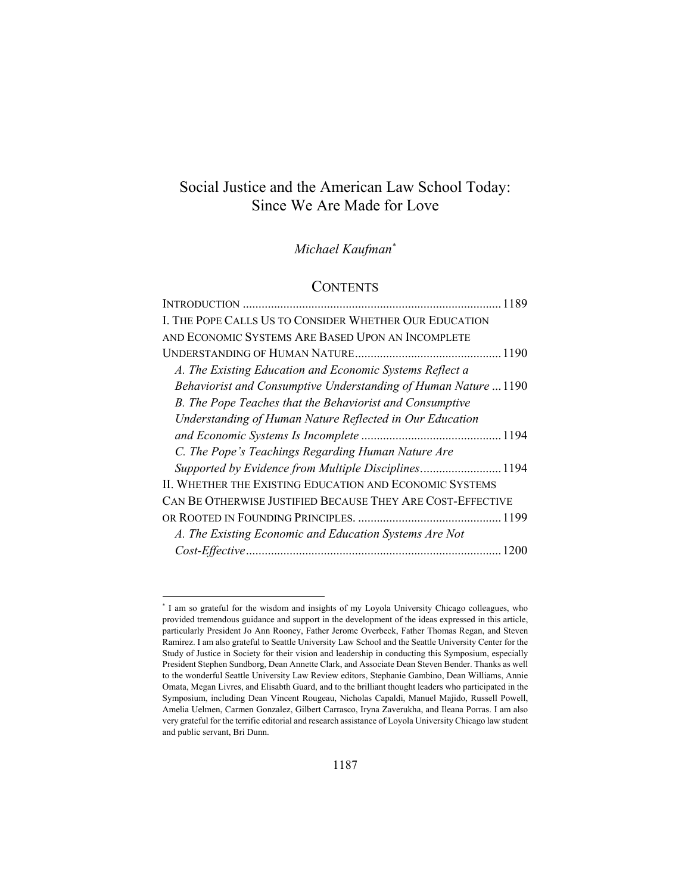# Social Justice and the American Law School Today: Since We Are Made for Love

*Michael Kaufman*[*]

## CONTENTS

INTRODUCTION .................................................................................. 1189

I. THE POPE CALLS US TO CONSIDER WHETHER OUR EDUCATION AND ECONOMIC SYSTEMS ARE BASED UPON AN INCOMPLETE UNDERSTANDING OF HUMAN NATURE .............................................. 1190

*A. The Existing Education and Economic Systems Reflect a Behaviorist and Consumptive Understanding of Human Nature* ... 1190

*B. The Pope Teaches that the Behaviorist and Consumptive Understanding of Human Nature Reflected in Our Education and Economic Systems Is Incomplete* ............................................ 1194

*C. The Pope's Teachings Regarding Human Nature Are Supported by Evidence from Multiple Disciplines* .......................... 1194

II. WHETHER THE EXISTING EDUCATION AND ECONOMIC SYSTEMS CAN BE OTHERWISE JUSTIFIED BECAUSE THEY ARE COST-EFFECTIVE OR ROOTED IN FOUNDING PRINCIPLES. ............................................. 1199

*A. The Existing Economic and Education Systems Are Not Cost-Effective* ................................................................................. 1200

---

[*] I am so grateful for the wisdom and insights of my Loyola University Chicago colleagues, who provided tremendous guidance and support in the development of the ideas expressed in this article, particularly President Jo Ann Rooney, Father Jerome Overbeck, Father Thomas Regan, and Steven Ramirez. I am also grateful to Seattle University Law School and the Seattle University Center for the Study of Justice in Society for their vision and leadership in conducting this Symposium, especially President Stephen Sundborg, Dean Annette Clark, and Associate Dean Steven Bender. Thanks as well to the wonderful Seattle University Law Review editors, Stephanie Gambino, Dean Williams, Annie Omata, Megan Livres, and Elisabth Guard, and to the brilliant thought leaders who participated in the Symposium, including Dean Vincent Rougeau, Nicholas Capaldi, Manuel Majido, Russell Powell, Amelia Uelmen, Carmen Gonzalez, Gilbert Carrasco, Iryna Zaverukha, and Ileana Porras. I am also very grateful for the terrific editorial and research assistance of Loyola University Chicago law student and public servant, Bri Dunn.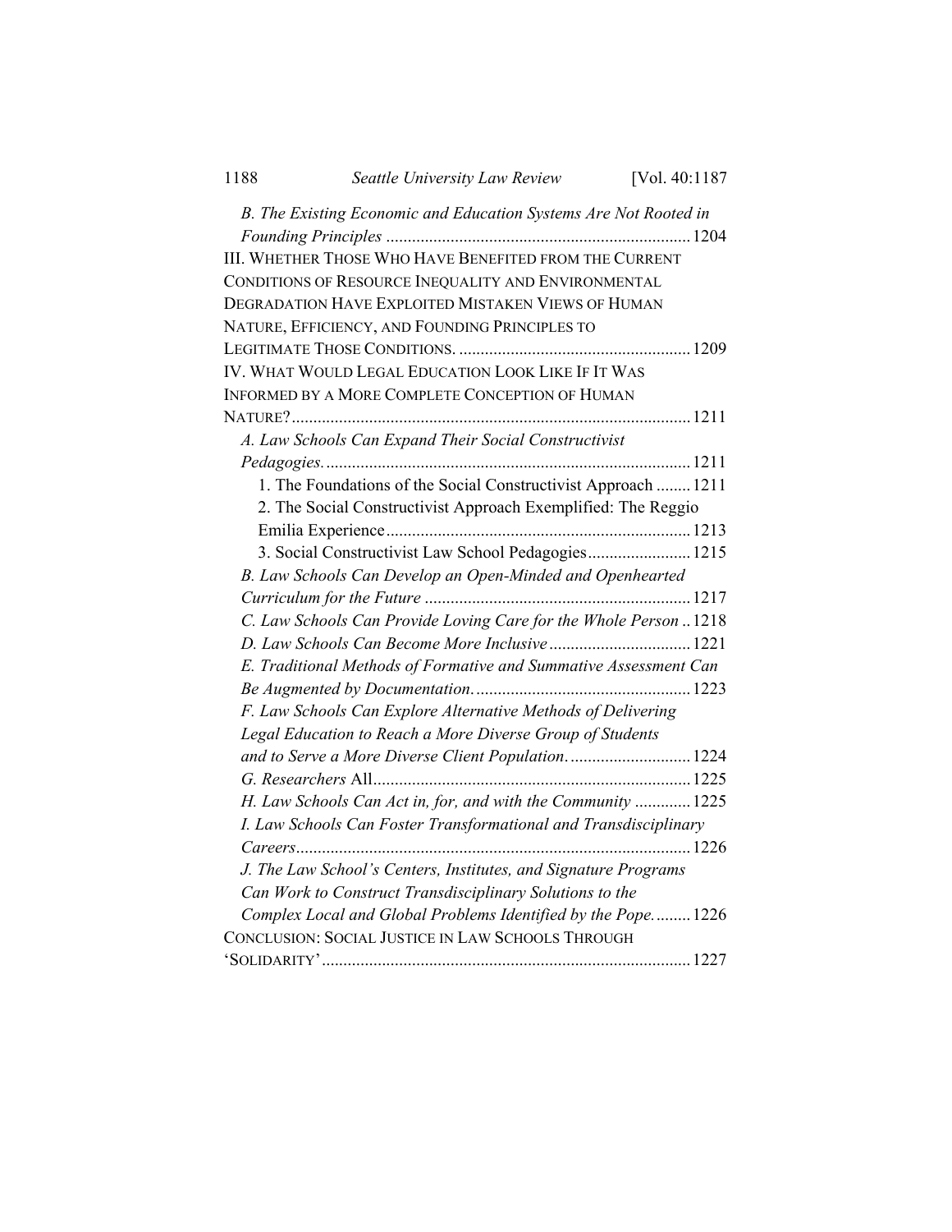*B. The Existing Economic and Education Systems Are Not Rooted in Founding Principles* ........ 1204

III. WHETHER THOSE WHO HAVE BENEFITED FROM THE CURRENT CONDITIONS OF RESOURCE INEQUALITY AND ENVIRONMENTAL DEGRADATION HAVE EXPLOITED MISTAKEN VIEWS OF HUMAN NATURE, EFFICIENCY, AND FOUNDING PRINCIPLES TO LEGITIMATE THOSE CONDITIONS. ........ 1209

IV. WHAT WOULD LEGAL EDUCATION LOOK LIKE IF IT WAS INFORMED BY A MORE COMPLETE CONCEPTION OF HUMAN NATURE? ........ 1211

*A. Law Schools Can Expand Their Social Constructivist Pedagogies.* ........ 1211

1. The Foundations of the Social Constructivist Approach ........ 1211
2. The Social Constructivist Approach Exemplified: The Reggio Emilia Experience ........ 1213
3. Social Constructivist Law School Pedagogies ........ 1215

*B. Law Schools Can Develop an Open-Minded and Openhearted Curriculum for the Future* ........ 1217

*C. Law Schools Can Provide Loving Care for the Whole Person* .. 1218

*D. Law Schools Can Become More Inclusive* ........ 1221

*E. Traditional Methods of Formative and Summative Assessment Can Be Augmented by Documentation.* ........ 1223

*F. Law Schools Can Explore Alternative Methods of Delivering Legal Education to Reach a More Diverse Group of Students and to Serve a More Diverse Client Population.* ........ 1224

*G. Researchers* All ........ 1225

*H. Law Schools Can Act in, for, and with the Community* ........ 1225

*I. Law Schools Can Foster Transformational and Transdisciplinary Careers* ........ 1226

*J. The Law School's Centers, Institutes, and Signature Programs Can Work to Construct Transdisciplinary Solutions to the Complex Local and Global Problems Identified by the Pope.* ........ 1226

CONCLUSION: SOCIAL JUSTICE IN LAW SCHOOLS THROUGH 'SOLIDARITY' ........ 1227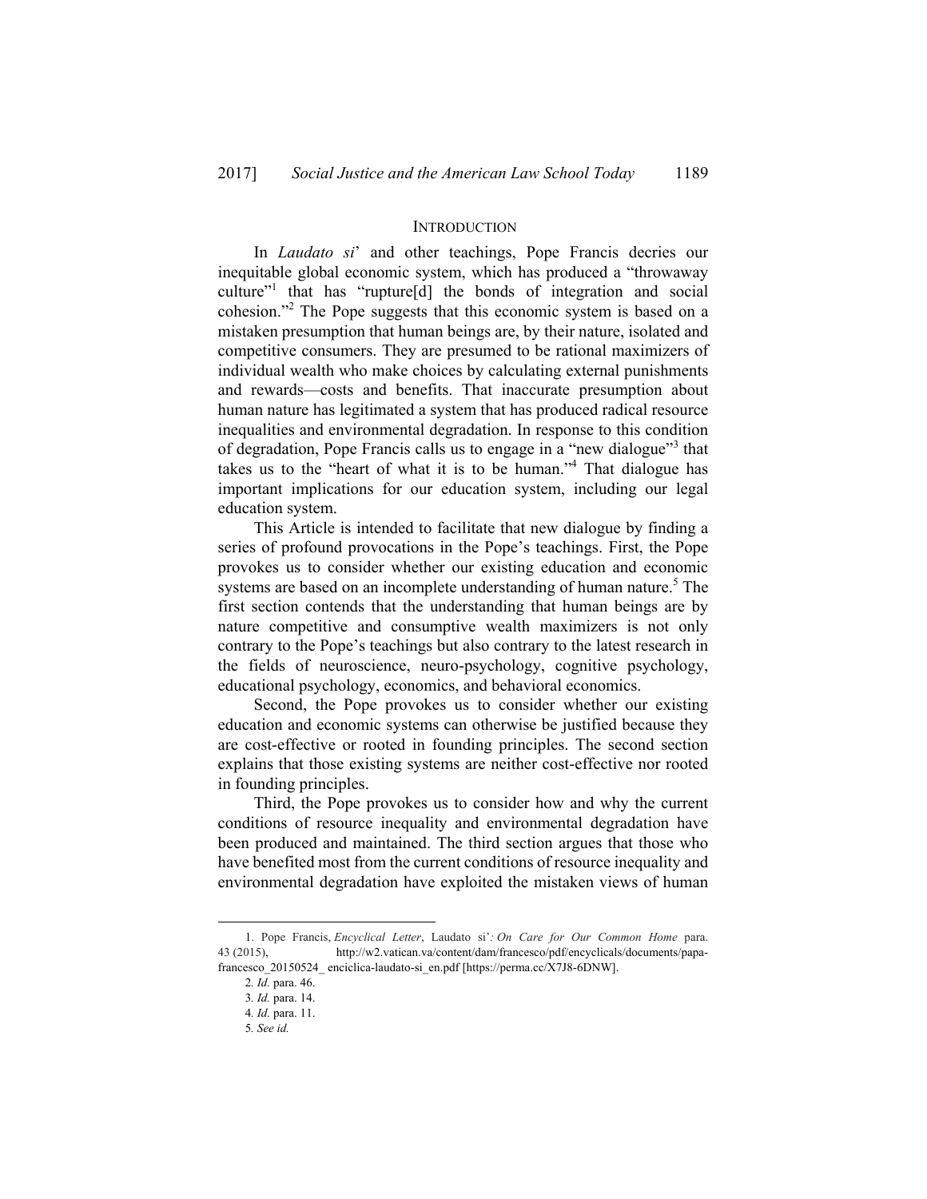## INTRODUCTION

In *Laudato si*' and other teachings, Pope Francis decries our inequitable global economic system, which has produced a "throwaway culture"[1] that has "rupture[d] the bonds of integration and social cohesion."[2] The Pope suggests that this economic system is based on a mistaken presumption that human beings are, by their nature, isolated and competitive consumers. They are presumed to be rational maximizers of individual wealth who make choices by calculating external punishments and rewards—costs and benefits. That inaccurate presumption about human nature has legitimated a system that has produced radical resource inequalities and environmental degradation. In response to this condition of degradation, Pope Francis calls us to engage in a "new dialogue"[3] that takes us to the "heart of what it is to be human."[4] That dialogue has important implications for our education system, including our legal education system.

This Article is intended to facilitate that new dialogue by finding a series of profound provocations in the Pope's teachings. First, the Pope provokes us to consider whether our existing education and economic systems are based on an incomplete understanding of human nature.[5] The first section contends that the understanding that human beings are by nature competitive and consumptive wealth maximizers is not only contrary to the Pope's teachings but also contrary to the latest research in the fields of neuroscience, neuro-psychology, cognitive psychology, educational psychology, economics, and behavioral economics.

Second, the Pope provokes us to consider whether our existing education and economic systems can otherwise be justified because they are cost-effective or rooted in founding principles. The second section explains that those existing systems are neither cost-effective nor rooted in founding principles.

Third, the Pope provokes us to consider how and why the current conditions of resource inequality and environmental degradation have been produced and maintained. The third section argues that those who have benefited most from the current conditions of resource inequality and environmental degradation have exploited the mistaken views of human

---

1. Pope Francis, *Encyclical Letter*, Laudato si'*: On Care for Our Common Home* para. 43 (2015), http://w2.vatican.va/content/dam/francesco/pdf/encyclicals/documents/papa-francesco_20150524_ enciclica-laudato-si_en.pdf [https://perma.cc/X7J8-6DNW].

2. *Id.* para. 46.

3. *Id.* para. 14.

4. *Id.* para. 11.

5. *See id.*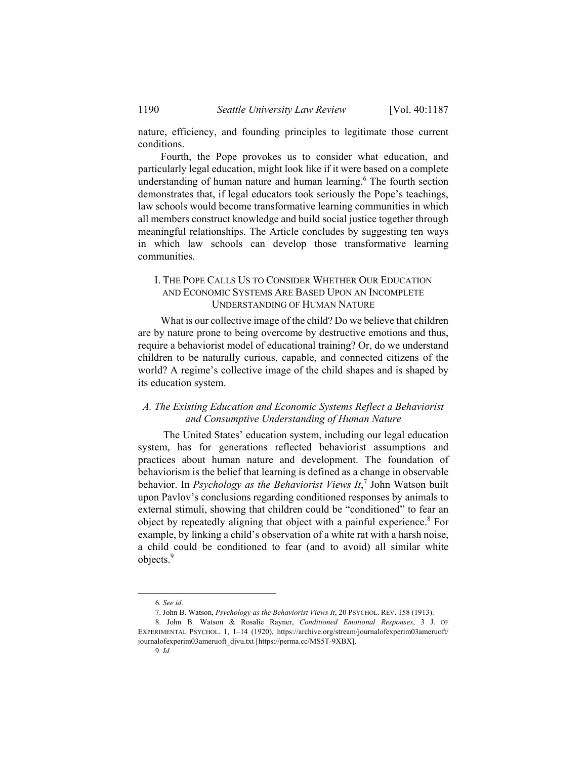nature, efficiency, and founding principles to legitimate those current conditions.

Fourth, the Pope provokes us to consider what education, and particularly legal education, might look like if it were based on a complete understanding of human nature and human learning.[6] The fourth section demonstrates that, if legal educators took seriously the Pope's teachings, law schools would become transformative learning communities in which all members construct knowledge and build social justice together through meaningful relationships. The Article concludes by suggesting ten ways in which law schools can develop those transformative learning communities.

## I. THE POPE CALLS US TO CONSIDER WHETHER OUR EDUCATION AND ECONOMIC SYSTEMS ARE BASED UPON AN INCOMPLETE UNDERSTANDING OF HUMAN NATURE

What is our collective image of the child? Do we believe that children are by nature prone to being overcome by destructive emotions and thus, require a behaviorist model of educational training? Or, do we understand children to be naturally curious, capable, and connected citizens of the world? A regime's collective image of the child shapes and is shaped by its education system.

### *A. The Existing Education and Economic Systems Reflect a Behaviorist and Consumptive Understanding of Human Nature*

The United States' education system, including our legal education system, has for generations reflected behaviorist assumptions and practices about human nature and development. The foundation of behaviorism is the belief that learning is defined as a change in observable behavior. In *Psychology as the Behaviorist Views It*,[7] John Watson built upon Pavlov's conclusions regarding conditioned responses by animals to external stimuli, showing that children could be "conditioned" to fear an object by repeatedly aligning that object with a painful experience.[8] For example, by linking a child's observation of a white rat with a harsh noise, a child could be conditioned to fear (and to avoid) all similar white objects.[9]

---

6. *See id*.

7. John B. Watson, *Psychology as the Behaviorist Views It*, 20 PSYCHOL. REV. 158 (1913).

8. John B. Watson & Rosalie Rayner, *Conditioned Emotional Responses*, 3 J. OF EXPERIMENTAL PSYCHOL. 1, 1–14 (1920), https://archive.org/stream/journalofexperim03ameruoft/journalofexperim03ameruoft_djvu.txt [https://perma.cc/MS5T-9XBX].

9. *Id.*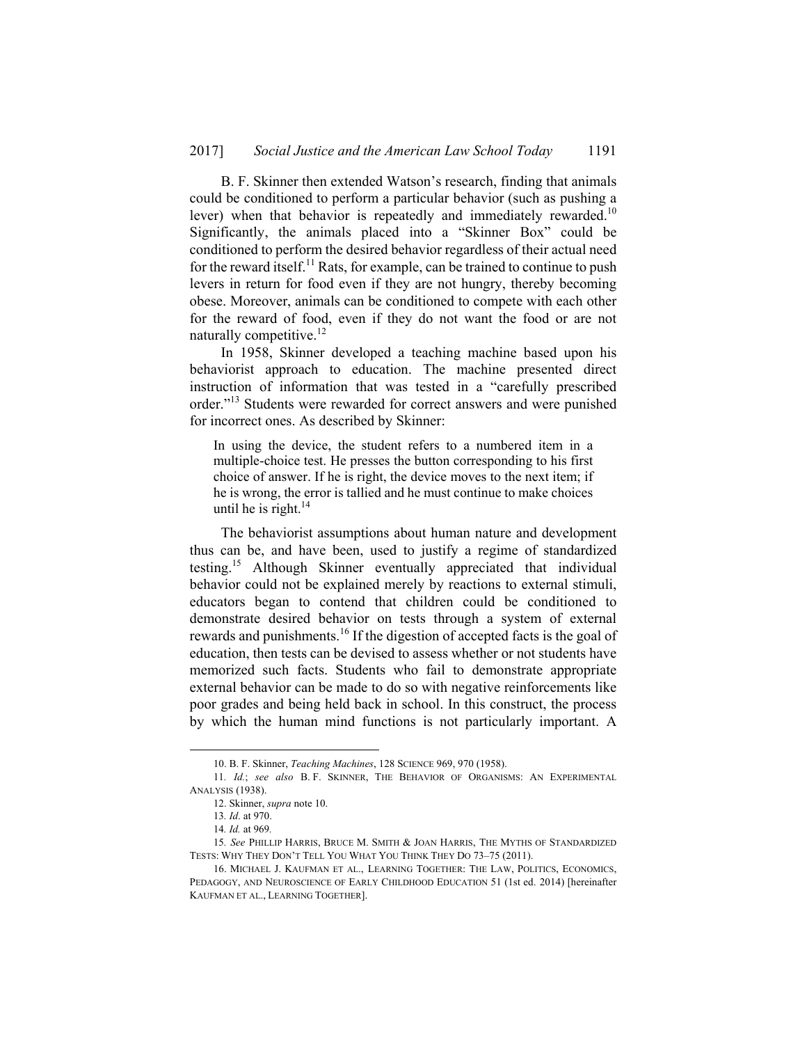B. F. Skinner then extended Watson's research, finding that animals could be conditioned to perform a particular behavior (such as pushing a lever) when that behavior is repeatedly and immediately rewarded.[10] Significantly, the animals placed into a "Skinner Box" could be conditioned to perform the desired behavior regardless of their actual need for the reward itself.[11] Rats, for example, can be trained to continue to push levers in return for food even if they are not hungry, thereby becoming obese. Moreover, animals can be conditioned to compete with each other for the reward of food, even if they do not want the food or are not naturally competitive.[12]

In 1958, Skinner developed a teaching machine based upon his behaviorist approach to education. The machine presented direct instruction of information that was tested in a "carefully prescribed order."[13] Students were rewarded for correct answers and were punished for incorrect ones. As described by Skinner:

> In using the device, the student refers to a numbered item in a multiple-choice test. He presses the button corresponding to his first choice of answer. If he is right, the device moves to the next item; if he is wrong, the error is tallied and he must continue to make choices until he is right.[14]

The behaviorist assumptions about human nature and development thus can be, and have been, used to justify a regime of standardized testing.[15] Although Skinner eventually appreciated that individual behavior could not be explained merely by reactions to external stimuli, educators began to contend that children could be conditioned to demonstrate desired behavior on tests through a system of external rewards and punishments.[16] If the digestion of accepted facts is the goal of education, then tests can be devised to assess whether or not students have memorized such facts. Students who fail to demonstrate appropriate external behavior can be made to do so with negative reinforcements like poor grades and being held back in school. In this construct, the process by which the human mind functions is not particularly important. A

---

10. B. F. Skinner, *Teaching Machines*, 128 SCIENCE 969, 970 (1958).

11. *Id.*; *see also* B. F. SKINNER, THE BEHAVIOR OF ORGANISMS: AN EXPERIMENTAL ANALYSIS (1938).

12. Skinner, *supra* note 10.

13. *Id*. at 970.

14. *Id.* at 969.

15. *See* PHILLIP HARRIS, BRUCE M. SMITH & JOAN HARRIS, THE MYTHS OF STANDARDIZED TESTS: WHY THEY DON'T TELL YOU WHAT YOU THINK THEY DO 73–75 (2011).

16. MICHAEL J. KAUFMAN ET AL., LEARNING TOGETHER: THE LAW, POLITICS, ECONOMICS, PEDAGOGY, AND NEUROSCIENCE OF EARLY CHILDHOOD EDUCATION 51 (1st ed. 2014) [hereinafter KAUFMAN ET AL., LEARNING TOGETHER].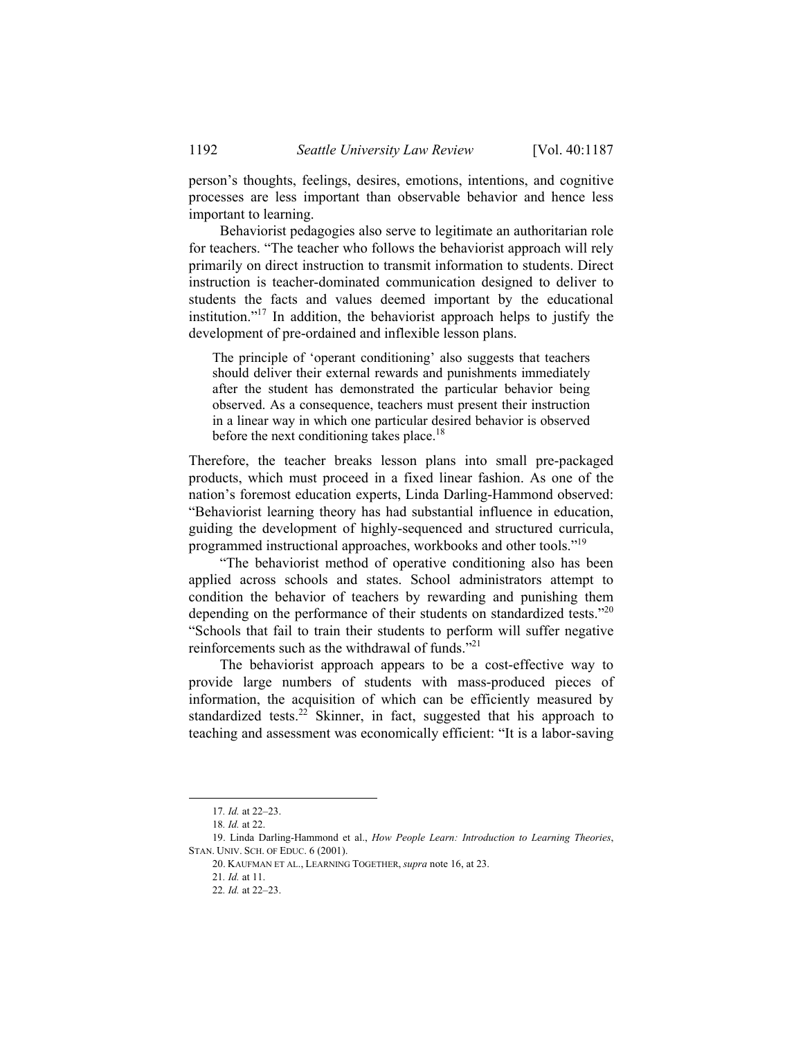person's thoughts, feelings, desires, emotions, intentions, and cognitive processes are less important than observable behavior and hence less important to learning.

Behaviorist pedagogies also serve to legitimate an authoritarian role for teachers. "The teacher who follows the behaviorist approach will rely primarily on direct instruction to transmit information to students. Direct instruction is teacher-dominated communication designed to deliver to students the facts and values deemed important by the educational institution."[17] In addition, the behaviorist approach helps to justify the development of pre-ordained and inflexible lesson plans.

> The principle of 'operant conditioning' also suggests that teachers should deliver their external rewards and punishments immediately after the student has demonstrated the particular behavior being observed. As a consequence, teachers must present their instruction in a linear way in which one particular desired behavior is observed before the next conditioning takes place.[18]

Therefore, the teacher breaks lesson plans into small pre-packaged products, which must proceed in a fixed linear fashion. As one of the nation's foremost education experts, Linda Darling-Hammond observed: "Behaviorist learning theory has had substantial influence in education, guiding the development of highly-sequenced and structured curricula, programmed instructional approaches, workbooks and other tools."[19]

"The behaviorist method of operative conditioning also has been applied across schools and states. School administrators attempt to condition the behavior of teachers by rewarding and punishing them depending on the performance of their students on standardized tests."[20] "Schools that fail to train their students to perform will suffer negative reinforcements such as the withdrawal of funds."[21]

The behaviorist approach appears to be a cost-effective way to provide large numbers of students with mass-produced pieces of information, the acquisition of which can be efficiently measured by standardized tests.[22] Skinner, in fact, suggested that his approach to teaching and assessment was economically efficient: "It is a labor-saving

---

17. *Id.* at 22–23.

18. *Id.* at 22.

19. Linda Darling-Hammond et al., *How People Learn: Introduction to Learning Theories*, STAN. UNIV. SCH. OF EDUC. 6 (2001).

20. KAUFMAN ET AL., LEARNING TOGETHER, *supra* note 16, at 23.

21. *Id.* at 11.

22. *Id.* at 22–23.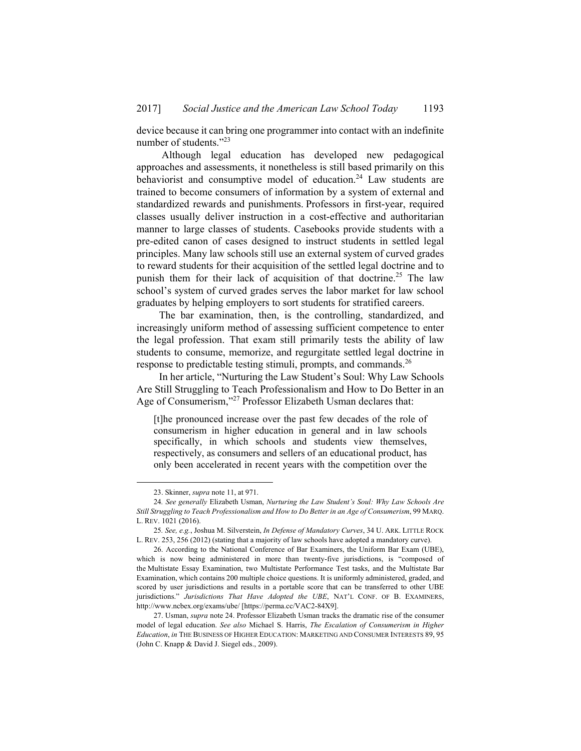device because it can bring one programmer into contact with an indefinite number of students."[23]

Although legal education has developed new pedagogical approaches and assessments, it nonetheless is still based primarily on this behaviorist and consumptive model of education.[24] Law students are trained to become consumers of information by a system of external and standardized rewards and punishments. Professors in first-year, required classes usually deliver instruction in a cost-effective and authoritarian manner to large classes of students. Casebooks provide students with a pre-edited canon of cases designed to instruct students in settled legal principles. Many law schools still use an external system of curved grades to reward students for their acquisition of the settled legal doctrine and to punish them for their lack of acquisition of that doctrine.[25] The law school's system of curved grades serves the labor market for law school graduates by helping employers to sort students for stratified careers.

The bar examination, then, is the controlling, standardized, and increasingly uniform method of assessing sufficient competence to enter the legal profession. That exam still primarily tests the ability of law students to consume, memorize, and regurgitate settled legal doctrine in response to predictable testing stimuli, prompts, and commands.[26]

In her article, "Nurturing the Law Student's Soul: Why Law Schools Are Still Struggling to Teach Professionalism and How to Do Better in an Age of Consumerism,"[27] Professor Elizabeth Usman declares that:

> [t]he pronounced increase over the past few decades of the role of consumerism in higher education in general and in law schools specifically, in which schools and students view themselves, respectively, as consumers and sellers of an educational product, has only been accelerated in recent years with the competition over the

---

23. Skinner, *supra* note 11, at 971.

24. *See generally* Elizabeth Usman, *Nurturing the Law Student's Soul: Why Law Schools Are Still Struggling to Teach Professionalism and How to Do Better in an Age of Consumerism*, 99 MARQ. L. REV. 1021 (2016).

25. *See, e.g.*, Joshua M. Silverstein, *In Defense of Mandatory Curves*, 34 U. ARK. LITTLE ROCK L. REV. 253, 256 (2012) (stating that a majority of law schools have adopted a mandatory curve).

26. According to the National Conference of Bar Examiners, the Uniform Bar Exam (UBE), which is now being administered in more than twenty-five jurisdictions, is "composed of the Multistate Essay Examination, two Multistate Performance Test tasks, and the Multistate Bar Examination, which contains 200 multiple choice questions. It is uniformly administered, graded, and scored by user jurisdictions and results in a portable score that can be transferred to other UBE jurisdictions." *Jurisdictions That Have Adopted the UBE*, NAT'L CONF. OF B. EXAMINERS, http://www.ncbex.org/exams/ube/ [https://perma.cc/VAC2-84X9].

27. Usman, *supra* note 24. Professor Elizabeth Usman tracks the dramatic rise of the consumer model of legal education. *See also* Michael S. Harris, *The Escalation of Consumerism in Higher Education*, *in* THE BUSINESS OF HIGHER EDUCATION: MARKETING AND CONSUMER INTERESTS 89, 95 (John C. Knapp & David J. Siegel eds., 2009).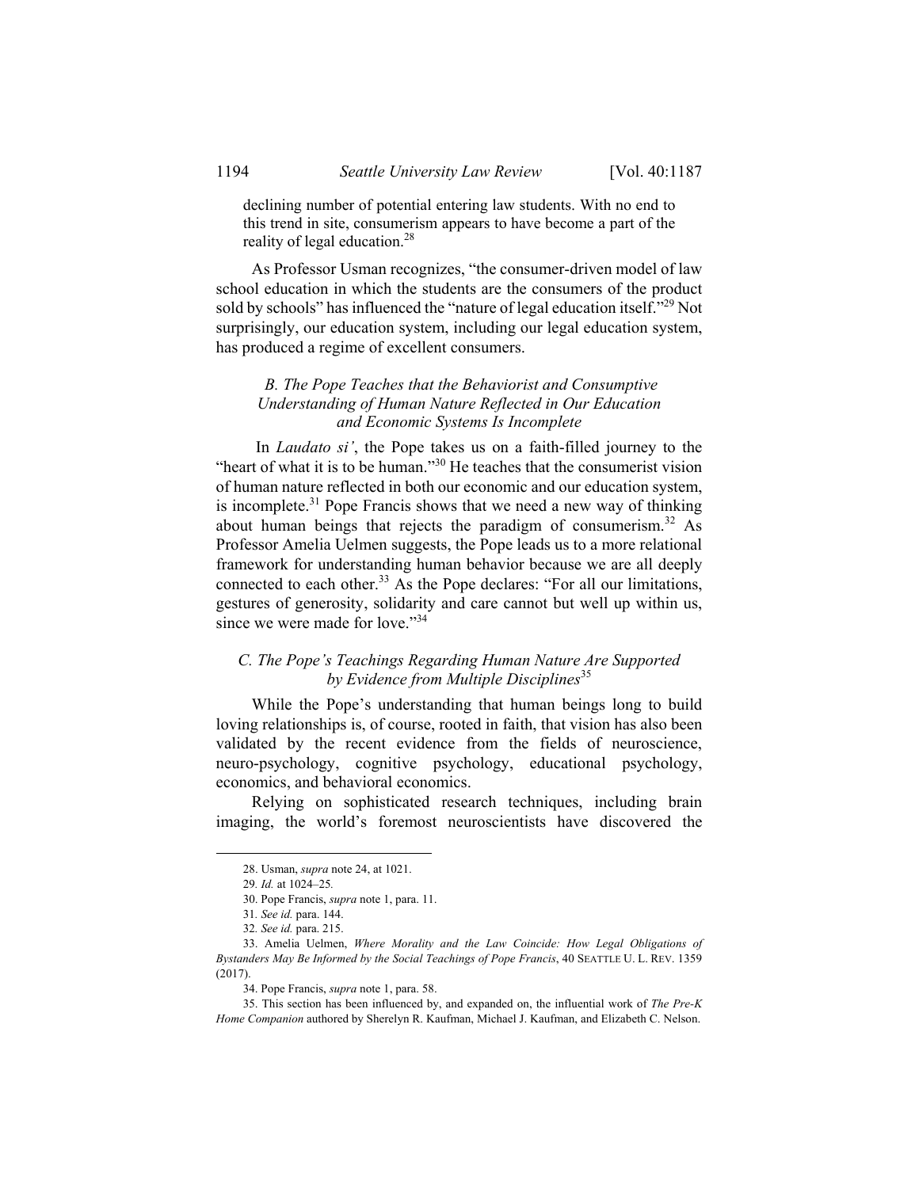declining number of potential entering law students. With no end to this trend in site, consumerism appears to have become a part of the reality of legal education.[28]

As Professor Usman recognizes, "the consumer-driven model of law school education in which the students are the consumers of the product sold by schools" has influenced the "nature of legal education itself."[29] Not surprisingly, our education system, including our legal education system, has produced a regime of excellent consumers.

### *B. The Pope Teaches that the Behaviorist and Consumptive Understanding of Human Nature Reflected in Our Education and Economic Systems Is Incomplete*

In *Laudato si'*, the Pope takes us on a faith-filled journey to the "heart of what it is to be human."[30] He teaches that the consumerist vision of human nature reflected in both our economic and our education system, is incomplete.[31] Pope Francis shows that we need a new way of thinking about human beings that rejects the paradigm of consumerism.[32] As Professor Amelia Uelmen suggests, the Pope leads us to a more relational framework for understanding human behavior because we are all deeply connected to each other.[33] As the Pope declares: "For all our limitations, gestures of generosity, solidarity and care cannot but well up within us, since we were made for love."[34]

### *C. The Pope's Teachings Regarding Human Nature Are Supported by Evidence from Multiple Disciplines*[35]

While the Pope's understanding that human beings long to build loving relationships is, of course, rooted in faith, that vision has also been validated by the recent evidence from the fields of neuroscience, neuro-psychology, cognitive psychology, educational psychology, economics, and behavioral economics.

Relying on sophisticated research techniques, including brain imaging, the world's foremost neuroscientists have discovered the

---

28. Usman, *supra* note 24, at 1021.

29. *Id.* at 1024–25.

30. Pope Francis, *supra* note 1, para. 11.

31. *See id.* para. 144.

32. *See id.* para. 215.

33. Amelia Uelmen, *Where Morality and the Law Coincide: How Legal Obligations of Bystanders May Be Informed by the Social Teachings of Pope Francis*, 40 SEATTLE U. L. REV. 1359 (2017).

34. Pope Francis, *supra* note 1, para. 58.

35. This section has been influenced by, and expanded on, the influential work of *The Pre-K Home Companion* authored by Sherelyn R. Kaufman, Michael J. Kaufman, and Elizabeth C. Nelson.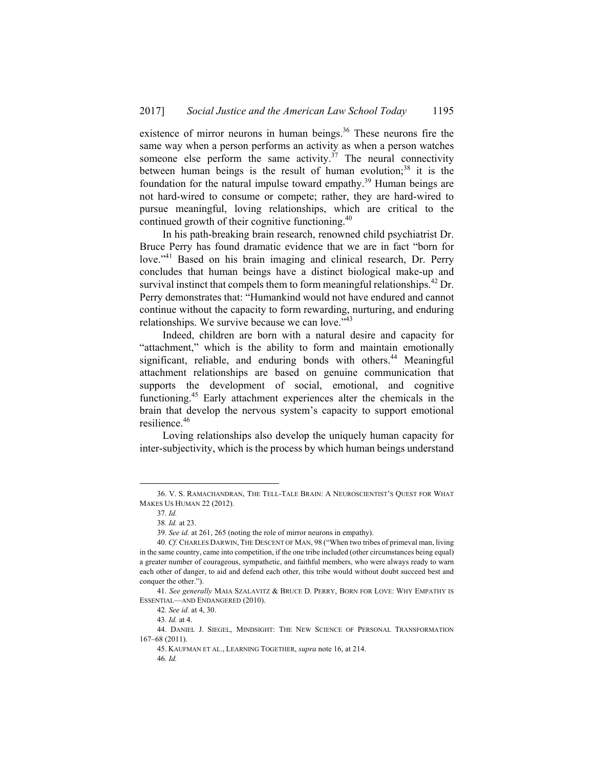existence of mirror neurons in human beings.[36] These neurons fire the same way when a person performs an activity as when a person watches someone else perform the same activity.[37] The neural connectivity between human beings is the result of human evolution;[38] it is the foundation for the natural impulse toward empathy.[39] Human beings are not hard-wired to consume or compete; rather, they are hard-wired to pursue meaningful, loving relationships, which are critical to the continued growth of their cognitive functioning.[40]

In his path-breaking brain research, renowned child psychiatrist Dr. Bruce Perry has found dramatic evidence that we are in fact "born for love."[41] Based on his brain imaging and clinical research, Dr. Perry concludes that human beings have a distinct biological make-up and survival instinct that compels them to form meaningful relationships.[42] Dr. Perry demonstrates that: "Humankind would not have endured and cannot continue without the capacity to form rewarding, nurturing, and enduring relationships. We survive because we can love."[43]

Indeed, children are born with a natural desire and capacity for "attachment," which is the ability to form and maintain emotionally significant, reliable, and enduring bonds with others.[44] Meaningful attachment relationships are based on genuine communication that supports the development of social, emotional, and cognitive functioning.[45] Early attachment experiences alter the chemicals in the brain that develop the nervous system's capacity to support emotional resilience.[46]

Loving relationships also develop the uniquely human capacity for inter-subjectivity, which is the process by which human beings understand

---

36. V. S. RAMACHANDRAN, THE TELL-TALE BRAIN: A NEUROSCIENTIST'S QUEST FOR WHAT MAKES US HUMAN 22 (2012).

37. *Id.*

38. *Id.* at 23.

39. *See id.* at 261, 265 (noting the role of mirror neurons in empathy).

40. *Cf.* CHARLES DARWIN, THE DESCENT OF MAN, 98 ("When two tribes of primeval man, living in the same country, came into competition, if the one tribe included (other circumstances being equal) a greater number of courageous, sympathetic, and faithful members, who were always ready to warn each other of danger, to aid and defend each other, this tribe would without doubt succeed best and conquer the other.").

41. *See generally* MAIA SZALAVITZ & BRUCE D. PERRY, BORN FOR LOVE: WHY EMPATHY IS ESSENTIAL—AND ENDANGERED (2010).

42. *See id.* at 4, 30.

43. *Id.* at 4.

44. DANIEL J. SIEGEL, MINDSIGHT: THE NEW SCIENCE OF PERSONAL TRANSFORMATION 167–68 (2011).

45. KAUFMAN ET AL., LEARNING TOGETHER, *supra* note 16, at 214.

46. *Id.*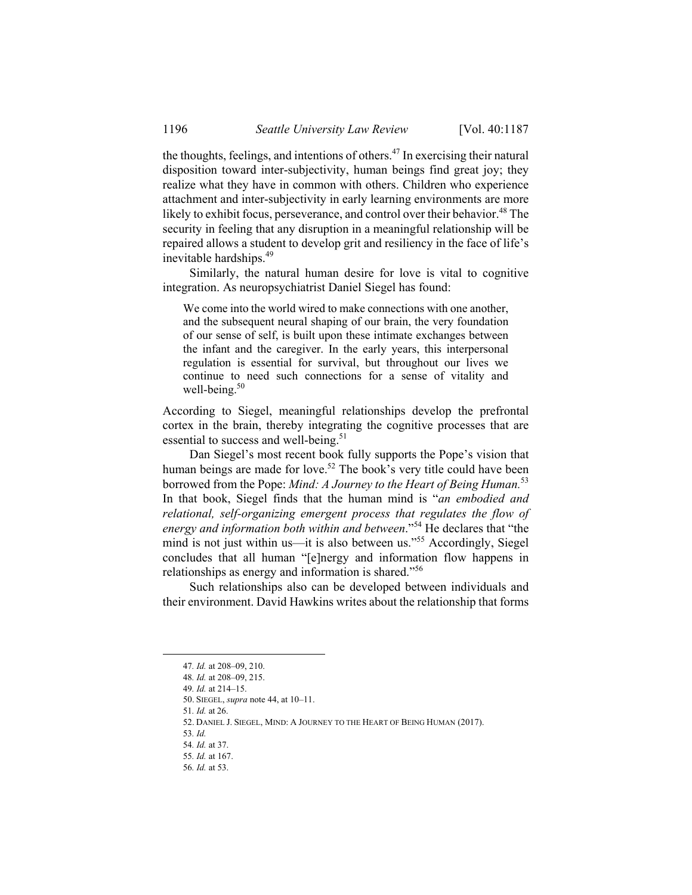the thoughts, feelings, and intentions of others.[47] In exercising their natural disposition toward inter-subjectivity, human beings find great joy; they realize what they have in common with others. Children who experience attachment and inter-subjectivity in early learning environments are more likely to exhibit focus, perseverance, and control over their behavior.[48] The security in feeling that any disruption in a meaningful relationship will be repaired allows a student to develop grit and resiliency in the face of life's inevitable hardships.[49]

Similarly, the natural human desire for love is vital to cognitive integration. As neuropsychiatrist Daniel Siegel has found:

> We come into the world wired to make connections with one another, and the subsequent neural shaping of our brain, the very foundation of our sense of self, is built upon these intimate exchanges between the infant and the caregiver. In the early years, this interpersonal regulation is essential for survival, but throughout our lives we continue to need such connections for a sense of vitality and well-being.[50]

According to Siegel, meaningful relationships develop the prefrontal cortex in the brain, thereby integrating the cognitive processes that are essential to success and well-being.[51]

Dan Siegel's most recent book fully supports the Pope's vision that human beings are made for love.[52] The book's very title could have been borrowed from the Pope: *Mind: A Journey to the Heart of Being Human.*[53] In that book, Siegel finds that the human mind is "*an embodied and relational, self-organizing emergent process that regulates the flow of energy and information both within and between*."[54] He declares that "the mind is not just within us—it is also between us."[55] Accordingly, Siegel concludes that all human "[e]nergy and information flow happens in relationships as energy and information is shared."[56]

Such relationships also can be developed between individuals and their environment. David Hawkins writes about the relationship that forms

---

47. *Id.* at 208–09, 210.
48. *Id.* at 208–09, 215.
49. *Id.* at 214–15.
50. SIEGEL, *supra* note 44, at 10–11.
51. *Id.* at 26.
52. DANIEL J. SIEGEL, MIND: A JOURNEY TO THE HEART OF BEING HUMAN (2017).
53. *Id.*
54. *Id.* at 37.
55. *Id.* at 167.
56. *Id.* at 53.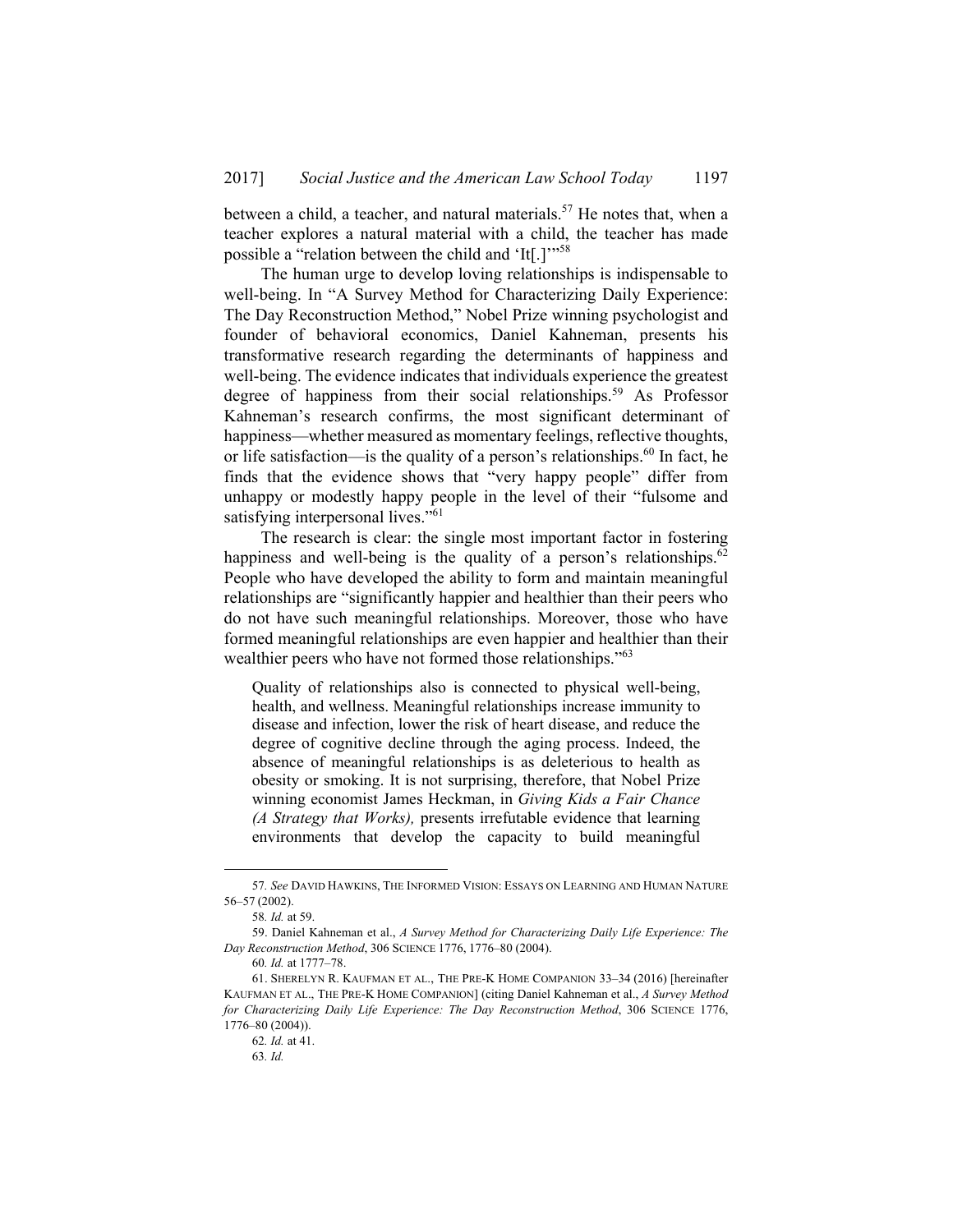between a child, a teacher, and natural materials.[57] He notes that, when a teacher explores a natural material with a child, the teacher has made possible a "relation between the child and 'It[.]'"[58]

The human urge to develop loving relationships is indispensable to well-being. In "A Survey Method for Characterizing Daily Experience: The Day Reconstruction Method," Nobel Prize winning psychologist and founder of behavioral economics, Daniel Kahneman, presents his transformative research regarding the determinants of happiness and well-being. The evidence indicates that individuals experience the greatest degree of happiness from their social relationships.[59] As Professor Kahneman's research confirms, the most significant determinant of happiness—whether measured as momentary feelings, reflective thoughts, or life satisfaction—is the quality of a person's relationships.[60] In fact, he finds that the evidence shows that "very happy people" differ from unhappy or modestly happy people in the level of their "fulsome and satisfying interpersonal lives."[61]

The research is clear: the single most important factor in fostering happiness and well-being is the quality of a person's relationships.[62] People who have developed the ability to form and maintain meaningful relationships are "significantly happier and healthier than their peers who do not have such meaningful relationships. Moreover, those who have formed meaningful relationships are even happier and healthier than their wealthier peers who have not formed those relationships."[63]

> Quality of relationships also is connected to physical well-being, health, and wellness. Meaningful relationships increase immunity to disease and infection, lower the risk of heart disease, and reduce the degree of cognitive decline through the aging process. Indeed, the absence of meaningful relationships is as deleterious to health as obesity or smoking. It is not surprising, therefore, that Nobel Prize winning economist James Heckman, in *Giving Kids a Fair Chance (A Strategy that Works),* presents irrefutable evidence that learning environments that develop the capacity to build meaningful

---

57. *See* DAVID HAWKINS, THE INFORMED VISION: ESSAYS ON LEARNING AND HUMAN NATURE 56–57 (2002).

58. *Id.* at 59.

59. Daniel Kahneman et al., *A Survey Method for Characterizing Daily Life Experience: The Day Reconstruction Method*, 306 SCIENCE 1776, 1776–80 (2004).

60. *Id.* at 1777–78.

61. SHERELYN R. KAUFMAN ET AL., THE PRE-K HOME COMPANION 33–34 (2016) [hereinafter KAUFMAN ET AL., THE PRE-K HOME COMPANION] (citing Daniel Kahneman et al., *A Survey Method for Characterizing Daily Life Experience: The Day Reconstruction Method*, 306 SCIENCE 1776, 1776–80 (2004)).

62. *Id.* at 41.

63. *Id.*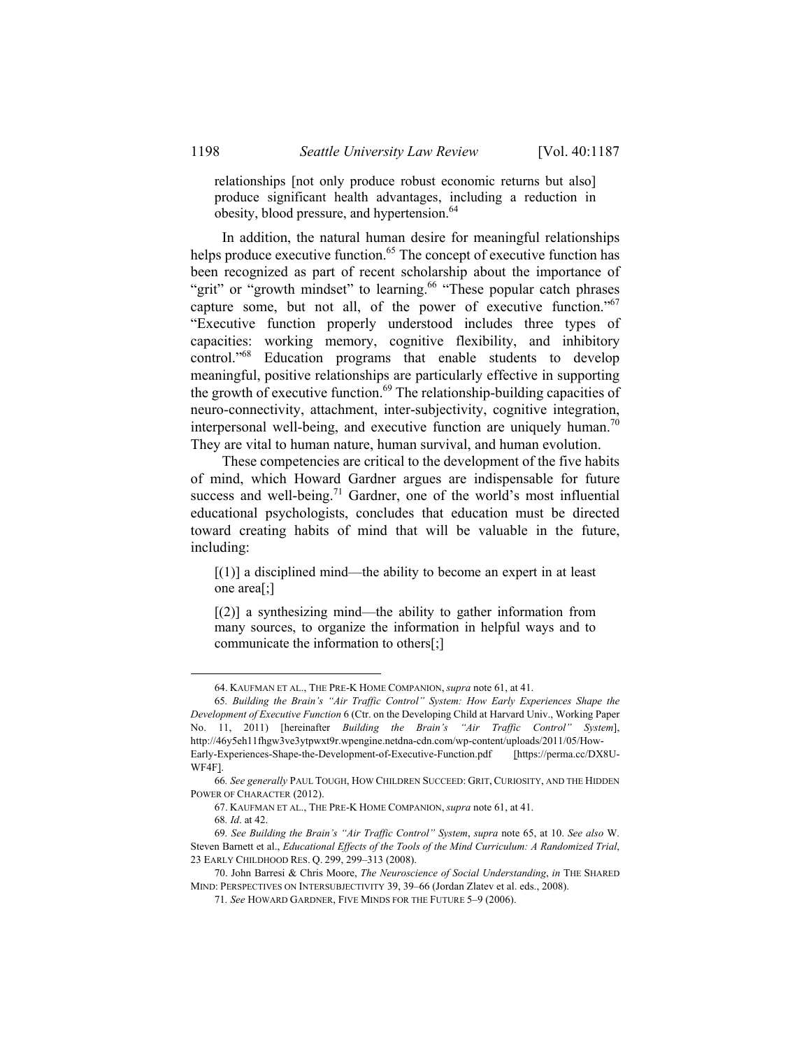> relationships [not only produce robust economic returns but also] produce significant health advantages, including a reduction in obesity, blood pressure, and hypertension.[64]

In addition, the natural human desire for meaningful relationships helps produce executive function.[65] The concept of executive function has been recognized as part of recent scholarship about the importance of "grit" or "growth mindset" to learning.[66] "These popular catch phrases capture some, but not all, of the power of executive function."[67] "Executive function properly understood includes three types of capacities: working memory, cognitive flexibility, and inhibitory control."[68] Education programs that enable students to develop meaningful, positive relationships are particularly effective in supporting the growth of executive function.[69] The relationship-building capacities of neuro-connectivity, attachment, inter-subjectivity, cognitive integration, interpersonal well-being, and executive function are uniquely human.[70] They are vital to human nature, human survival, and human evolution.

These competencies are critical to the development of the five habits of mind, which Howard Gardner argues are indispensable for future success and well-being.[71] Gardner, one of the world's most influential educational psychologists, concludes that education must be directed toward creating habits of mind that will be valuable in the future, including:

> [(1)] a disciplined mind—the ability to become an expert in at least one area[;]
>
> [(2)] a synthesizing mind—the ability to gather information from many sources, to organize the information in helpful ways and to communicate the information to others[;]

---

64. KAUFMAN ET AL., THE PRE-K HOME COMPANION, *supra* note 61, at 41.

65. *Building the Brain's "Air Traffic Control" System: How Early Experiences Shape the Development of Executive Function* 6 (Ctr. on the Developing Child at Harvard Univ., Working Paper No. 11, 2011) [hereinafter *Building the Brain's "Air Traffic Control" System*], http://46y5eh11fhgw3ve3ytpwxt9r.wpengine.netdna-cdn.com/wp-content/uploads/2011/05/How-Early-Experiences-Shape-the-Development-of-Executive-Function.pdf [https://perma.cc/DX8U-WF4F].

66. *See generally* PAUL TOUGH, HOW CHILDREN SUCCEED: GRIT, CURIOSITY, AND THE HIDDEN POWER OF CHARACTER (2012).

67. KAUFMAN ET AL., THE PRE-K HOME COMPANION, *supra* note 61, at 41.

68. *Id*. at 42.

69. *See Building the Brain's "Air Traffic Control" System*, *supra* note 65, at 10. *See also* W. Steven Barnett et al., *Educational Effects of the Tools of the Mind Curriculum: A Randomized Trial*, 23 EARLY CHILDHOOD RES. Q. 299, 299–313 (2008).

70. John Barresi & Chris Moore, *The Neuroscience of Social Understanding*, *in* THE SHARED MIND: PERSPECTIVES ON INTERSUBJECTIVITY 39, 39–66 (Jordan Zlatev et al. eds., 2008).

71. *See* HOWARD GARDNER, FIVE MINDS FOR THE FUTURE 5–9 (2006).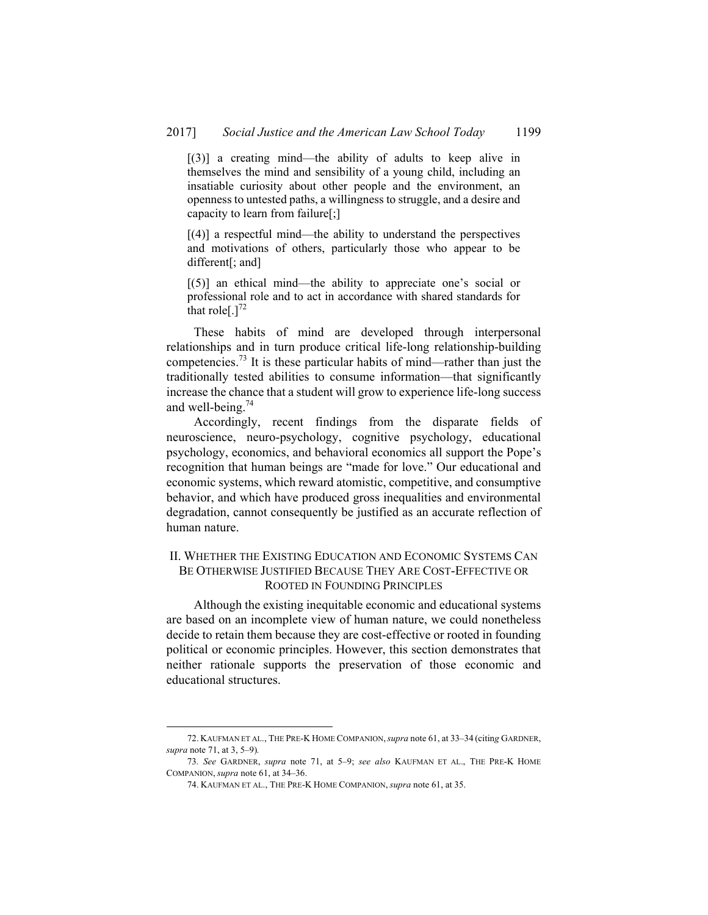> [(3)] a creating mind—the ability of adults to keep alive in themselves the mind and sensibility of a young child, including an insatiable curiosity about other people and the environment, an openness to untested paths, a willingness to struggle, and a desire and capacity to learn from failure[;]
>
> [(4)] a respectful mind—the ability to understand the perspectives and motivations of others, particularly those who appear to be different[; and]
>
> [(5)] an ethical mind—the ability to appreciate one's social or professional role and to act in accordance with shared standards for that role[.][72]

These habits of mind are developed through interpersonal relationships and in turn produce critical life-long relationship-building competencies.[73] It is these particular habits of mind—rather than just the traditionally tested abilities to consume information—that significantly increase the chance that a student will grow to experience life-long success and well-being.[74]

Accordingly, recent findings from the disparate fields of neuroscience, neuro-psychology, cognitive psychology, educational psychology, economics, and behavioral economics all support the Pope's recognition that human beings are "made for love." Our educational and economic systems, which reward atomistic, competitive, and consumptive behavior, and which have produced gross inequalities and environmental degradation, cannot consequently be justified as an accurate reflection of human nature.

## II. Whether the Existing Education and Economic Systems Can Be Otherwise Justified Because They Are Cost-Effective or Rooted in Founding Principles

Although the existing inequitable economic and educational systems are based on an incomplete view of human nature, we could nonetheless decide to retain them because they are cost-effective or rooted in founding political or economic principles. However, this section demonstrates that neither rationale supports the preservation of those economic and educational structures.

---

72. KAUFMAN ET AL., THE PRE-K HOME COMPANION, *supra* note 61, at 33–34 (citing GARDNER, *supra* note 71, at 3, 5–9).

73. *See* GARDNER, *supra* note 71, at 5–9; *see also* KAUFMAN ET AL., THE PRE-K HOME COMPANION, *supra* note 61, at 34–36.

74. KAUFMAN ET AL., THE PRE-K HOME COMPANION, *supra* note 61, at 35.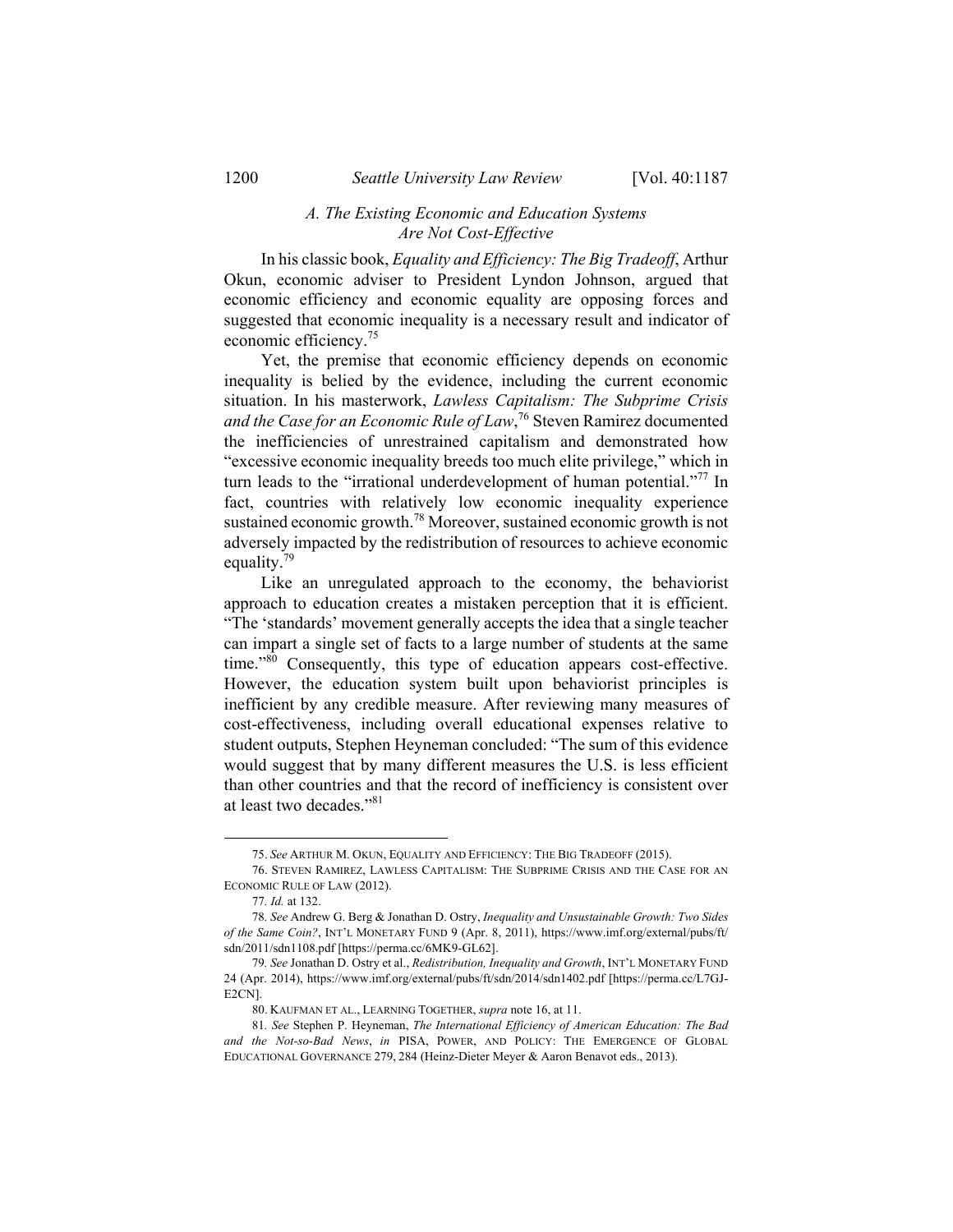### A. The Existing Economic and Education Systems Are Not Cost-Effective

In his classic book, *Equality and Efficiency: The Big Tradeoff*, Arthur Okun, economic adviser to President Lyndon Johnson, argued that economic efficiency and economic equality are opposing forces and suggested that economic inequality is a necessary result and indicator of economic efficiency.[75]

Yet, the premise that economic efficiency depends on economic inequality is belied by the evidence, including the current economic situation. In his masterwork, *Lawless Capitalism: The Subprime Crisis and the Case for an Economic Rule of Law*,[76] Steven Ramirez documented the inefficiencies of unrestrained capitalism and demonstrated how "excessive economic inequality breeds too much elite privilege," which in turn leads to the "irrational underdevelopment of human potential."[77] In fact, countries with relatively low economic inequality experience sustained economic growth.[78] Moreover, sustained economic growth is not adversely impacted by the redistribution of resources to achieve economic equality.[79]

Like an unregulated approach to the economy, the behaviorist approach to education creates a mistaken perception that it is efficient. "The 'standards' movement generally accepts the idea that a single teacher can impart a single set of facts to a large number of students at the same time."[80] Consequently, this type of education appears cost-effective. However, the education system built upon behaviorist principles is inefficient by any credible measure. After reviewing many measures of cost-effectiveness, including overall educational expenses relative to student outputs, Stephen Heyneman concluded: "The sum of this evidence would suggest that by many different measures the U.S. is less efficient than other countries and that the record of inefficiency is consistent over at least two decades."[81]

---

75. *See* ARTHUR M. OKUN, EQUALITY AND EFFICIENCY: THE BIG TRADEOFF (2015).

76. STEVEN RAMIREZ, LAWLESS CAPITALISM: THE SUBPRIME CRISIS AND THE CASE FOR AN ECONOMIC RULE OF LAW (2012).

77. *Id.* at 132.

78. *See* Andrew G. Berg & Jonathan D. Ostry, *Inequality and Unsustainable Growth: Two Sides of the Same Coin?*, INT'L MONETARY FUND 9 (Apr. 8, 2011), https://www.imf.org/external/pubs/ft/sdn/2011/sdn1108.pdf [https://perma.cc/6MK9-GL62].

79. *See* Jonathan D. Ostry et al., *Redistribution, Inequality and Growth*, INT'L MONETARY FUND 24 (Apr. 2014), https://www.imf.org/external/pubs/ft/sdn/2014/sdn1402.pdf [https://perma.cc/L7GJ-E2CN].

80. KAUFMAN ET AL., LEARNING TOGETHER, *supra* note 16, at 11.

81. *See* Stephen P. Heyneman, *The International Efficiency of American Education: The Bad and the Not-so-Bad News*, *in* PISA, POWER, AND POLICY: THE EMERGENCE OF GLOBAL EDUCATIONAL GOVERNANCE 279, 284 (Heinz-Dieter Meyer & Aaron Benavot eds., 2013).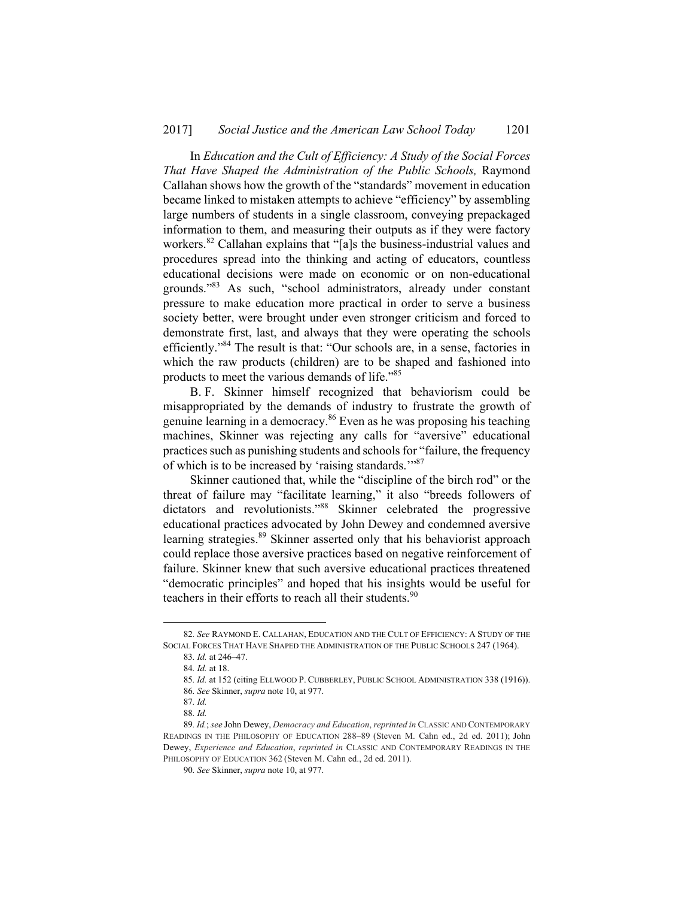In *Education and the Cult of Efficiency: A Study of the Social Forces That Have Shaped the Administration of the Public Schools,* Raymond Callahan shows how the growth of the "standards" movement in education became linked to mistaken attempts to achieve "efficiency" by assembling large numbers of students in a single classroom, conveying prepackaged information to them, and measuring their outputs as if they were factory workers.[82] Callahan explains that "[a]s the business-industrial values and procedures spread into the thinking and acting of educators, countless educational decisions were made on economic or on non-educational grounds."[83] As such, "school administrators, already under constant pressure to make education more practical in order to serve a business society better, were brought under even stronger criticism and forced to demonstrate first, last, and always that they were operating the schools efficiently."[84] The result is that: "Our schools are, in a sense, factories in which the raw products (children) are to be shaped and fashioned into products to meet the various demands of life."[85]

B. F. Skinner himself recognized that behaviorism could be misappropriated by the demands of industry to frustrate the growth of genuine learning in a democracy.[86] Even as he was proposing his teaching machines, Skinner was rejecting any calls for "aversive" educational practices such as punishing students and schools for "failure, the frequency of which is to be increased by 'raising standards.'"[87]

Skinner cautioned that, while the "discipline of the birch rod" or the threat of failure may "facilitate learning," it also "breeds followers of dictators and revolutionists."[88] Skinner celebrated the progressive educational practices advocated by John Dewey and condemned aversive learning strategies.[89] Skinner asserted only that his behaviorist approach could replace those aversive practices based on negative reinforcement of failure. Skinner knew that such aversive educational practices threatened "democratic principles" and hoped that his insights would be useful for teachers in their efforts to reach all their students.[90]

---

82. *See* RAYMOND E. CALLAHAN, EDUCATION AND THE CULT OF EFFICIENCY: A STUDY OF THE SOCIAL FORCES THAT HAVE SHAPED THE ADMINISTRATION OF THE PUBLIC SCHOOLS 247 (1964).

83. *Id.* at 246–47.

84. *Id.* at 18.

85. *Id.* at 152 (citing ELLWOOD P. CUBBERLEY, PUBLIC SCHOOL ADMINISTRATION 338 (1916)).

86. *See* Skinner, *supra* note 10, at 977.

87. *Id.*

88. *Id.*

89. *Id.*; *see* John Dewey, *Democracy and Education*, *reprinted in* CLASSIC AND CONTEMPORARY READINGS IN THE PHILOSOPHY OF EDUCATION 288–89 (Steven M. Cahn ed., 2d ed. 2011); John Dewey, *Experience and Education*, *reprinted in* CLASSIC AND CONTEMPORARY READINGS IN THE PHILOSOPHY OF EDUCATION 362 (Steven M. Cahn ed., 2d ed. 2011).

90. *See* Skinner, *supra* note 10, at 977.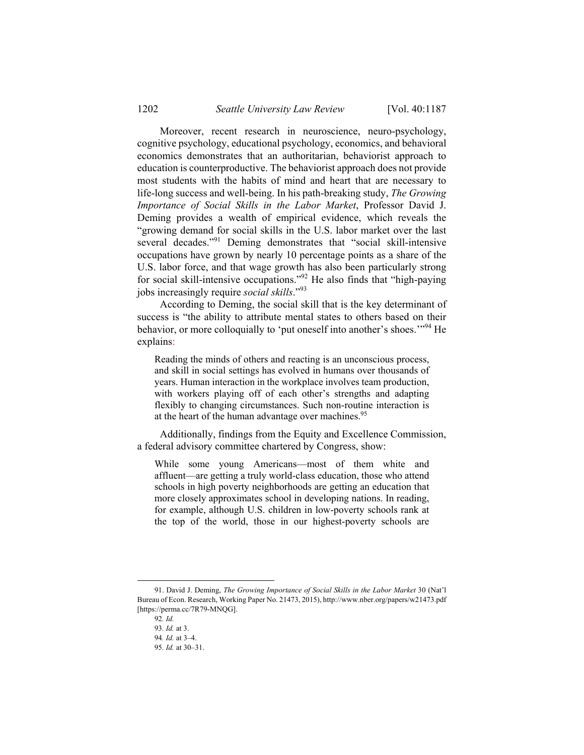Moreover, recent research in neuroscience, neuro-psychology, cognitive psychology, educational psychology, economics, and behavioral economics demonstrates that an authoritarian, behaviorist approach to education is counterproductive. The behaviorist approach does not provide most students with the habits of mind and heart that are necessary to life-long success and well-being. In his path-breaking study, *The Growing Importance of Social Skills in the Labor Market*, Professor David J. Deming provides a wealth of empirical evidence, which reveals the "growing demand for social skills in the U.S. labor market over the last several decades."[91] Deming demonstrates that "social skill-intensive occupations have grown by nearly 10 percentage points as a share of the U.S. labor force, and that wage growth has also been particularly strong for social skill-intensive occupations."[92] He also finds that "high-paying jobs increasingly require *social skills*."[93]

According to Deming, the social skill that is the key determinant of success is "the ability to attribute mental states to others based on their behavior, or more colloquially to 'put oneself into another's shoes.'"[94] He explains:

> Reading the minds of others and reacting is an unconscious process, and skill in social settings has evolved in humans over thousands of years. Human interaction in the workplace involves team production, with workers playing off of each other's strengths and adapting flexibly to changing circumstances. Such non-routine interaction is at the heart of the human advantage over machines.[95]

Additionally, findings from the Equity and Excellence Commission, a federal advisory committee chartered by Congress, show:

> While some young Americans—most of them white and affluent—are getting a truly world-class education, those who attend schools in high poverty neighborhoods are getting an education that more closely approximates school in developing nations. In reading, for example, although U.S. children in low-poverty schools rank at the top of the world, those in our highest-poverty schools are

---

91. David J. Deming, *The Growing Importance of Social Skills in the Labor Market* 30 (Nat'l Bureau of Econ. Research, Working Paper No. 21473, 2015), http://www.nber.org/papers/w21473.pdf [https://perma.cc/7R79-MNQG].

92. *Id.*

93. *Id.* at 3.

94. *Id.* at 3–4.

95. *Id.* at 30–31.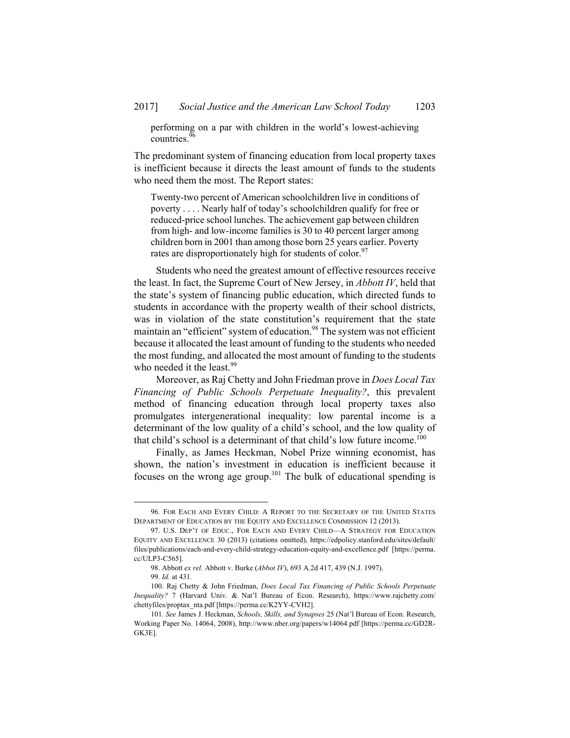> performing on a par with children in the world's lowest-achieving countries.[96]

The predominant system of financing education from local property taxes is inefficient because it directs the least amount of funds to the students who need them the most. The Report states:

> Twenty-two percent of American schoolchildren live in conditions of poverty . . . . Nearly half of today's schoolchildren qualify for free or reduced-price school lunches. The achievement gap between children from high- and low-income families is 30 to 40 percent larger among children born in 2001 than among those born 25 years earlier. Poverty rates are disproportionately high for students of color.[97]

Students who need the greatest amount of effective resources receive the least. In fact, the Supreme Court of New Jersey, in *Abbott IV*, held that the state's system of financing public education, which directed funds to students in accordance with the property wealth of their school districts, was in violation of the state constitution's requirement that the state maintain an "efficient" system of education.[98] The system was not efficient because it allocated the least amount of funding to the students who needed the most funding, and allocated the most amount of funding to the students who needed it the least.[99]

Moreover, as Raj Chetty and John Friedman prove in *Does Local Tax Financing of Public Schools Perpetuate Inequality?*, this prevalent method of financing education through local property taxes also promulgates intergenerational inequality: low parental income is a determinant of the low quality of a child's school, and the low quality of that child's school is a determinant of that child's low future income.[100]

Finally, as James Heckman, Nobel Prize winning economist, has shown, the nation's investment in education is inefficient because it focuses on the wrong age group.[101] The bulk of educational spending is

---

96. FOR EACH AND EVERY CHILD: A REPORT TO THE SECRETARY OF THE UNITED STATES DEPARTMENT OF EDUCATION BY THE EQUITY AND EXCELLENCE COMMISSION 12 (2013).

97. U.S. DEP'T OF EDUC., FOR EACH AND EVERY CHILD—A STRATEGY FOR EDUCATION EQUITY AND EXCELLENCE 30 (2013) (citations omitted), https://edpolicy.stanford.edu/sites/default/files/publications/each-and-every-child-strategy-education-equity-and-excellence.pdf [https://perma.cc/ULP3-C565].

98. Abbott *ex rel.* Abbott v. Burke (*Abbot IV*), 693 A.2d 417, 439 (N.J. 1997).

99. *Id.* at 431.

100. Raj Chetty & John Friedman, *Does Local Tax Financing of Public Schools Perpetuate Inequality?* 7 (Harvard Univ. & Nat'l Bureau of Econ. Research), https://www.rajchetty.com/chettyfiles/proptax_nta.pdf [https://perma.cc/K2YY-CVH2].

101. *See* James J. Heckman, *Schools, Skills, and Synapses* 25 (Nat'l Bureau of Econ. Research, Working Paper No. 14064, 2008), http://www.nber.org/papers/w14064.pdf [https://perma.cc/GD2R-GK3E].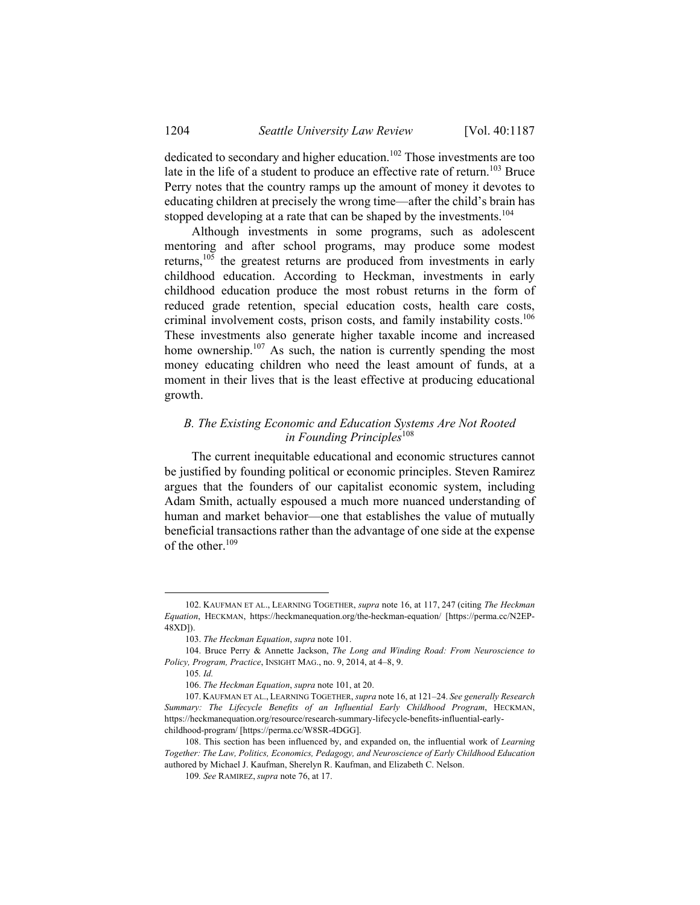dedicated to secondary and higher education.[102] Those investments are too late in the life of a student to produce an effective rate of return.[103] Bruce Perry notes that the country ramps up the amount of money it devotes to educating children at precisely the wrong time—after the child's brain has stopped developing at a rate that can be shaped by the investments.[104]

Although investments in some programs, such as adolescent mentoring and after school programs, may produce some modest returns,[105] the greatest returns are produced from investments in early childhood education. According to Heckman, investments in early childhood education produce the most robust returns in the form of reduced grade retention, special education costs, health care costs, criminal involvement costs, prison costs, and family instability costs.[106] These investments also generate higher taxable income and increased home ownership.[107] As such, the nation is currently spending the most money educating children who need the least amount of funds, at a moment in their lives that is the least effective at producing educational growth.

### *B. The Existing Economic and Education Systems Are Not Rooted in Founding Principles*[108]

The current inequitable educational and economic structures cannot be justified by founding political or economic principles. Steven Ramirez argues that the founders of our capitalist economic system, including Adam Smith, actually espoused a much more nuanced understanding of human and market behavior—one that establishes the value of mutually beneficial transactions rather than the advantage of one side at the expense of the other.[109]

---

102. KAUFMAN ET AL., LEARNING TOGETHER, *supra* note 16, at 117, 247 (citing *The Heckman Equation*, HECKMAN, https://heckmanequation.org/the-heckman-equation/ [https://perma.cc/N2EP-48XD]).

103. *The Heckman Equation*, *supra* note 101.

104. Bruce Perry & Annette Jackson, *The Long and Winding Road: From Neuroscience to Policy, Program, Practice*, INSIGHT MAG., no. 9, 2014, at 4–8, 9.

105. *Id.*

106. *The Heckman Equation*, *supra* note 101, at 20.

107. KAUFMAN ET AL., LEARNING TOGETHER, *supra* note 16, at 121–24. *See generally Research Summary: The Lifecycle Benefits of an Influential Early Childhood Program*, HECKMAN, https://heckmanequation.org/resource/research-summary-lifecycle-benefits-influential-early-childhood-program/ [https://perma.cc/W8SR-4DGG].

108. This section has been influenced by, and expanded on, the influential work of *Learning Together: The Law, Politics, Economics, Pedagogy, and Neuroscience of Early Childhood Education* authored by Michael J. Kaufman, Sherelyn R. Kaufman, and Elizabeth C. Nelson.

109. *See* RAMIREZ, *supra* note 76, at 17.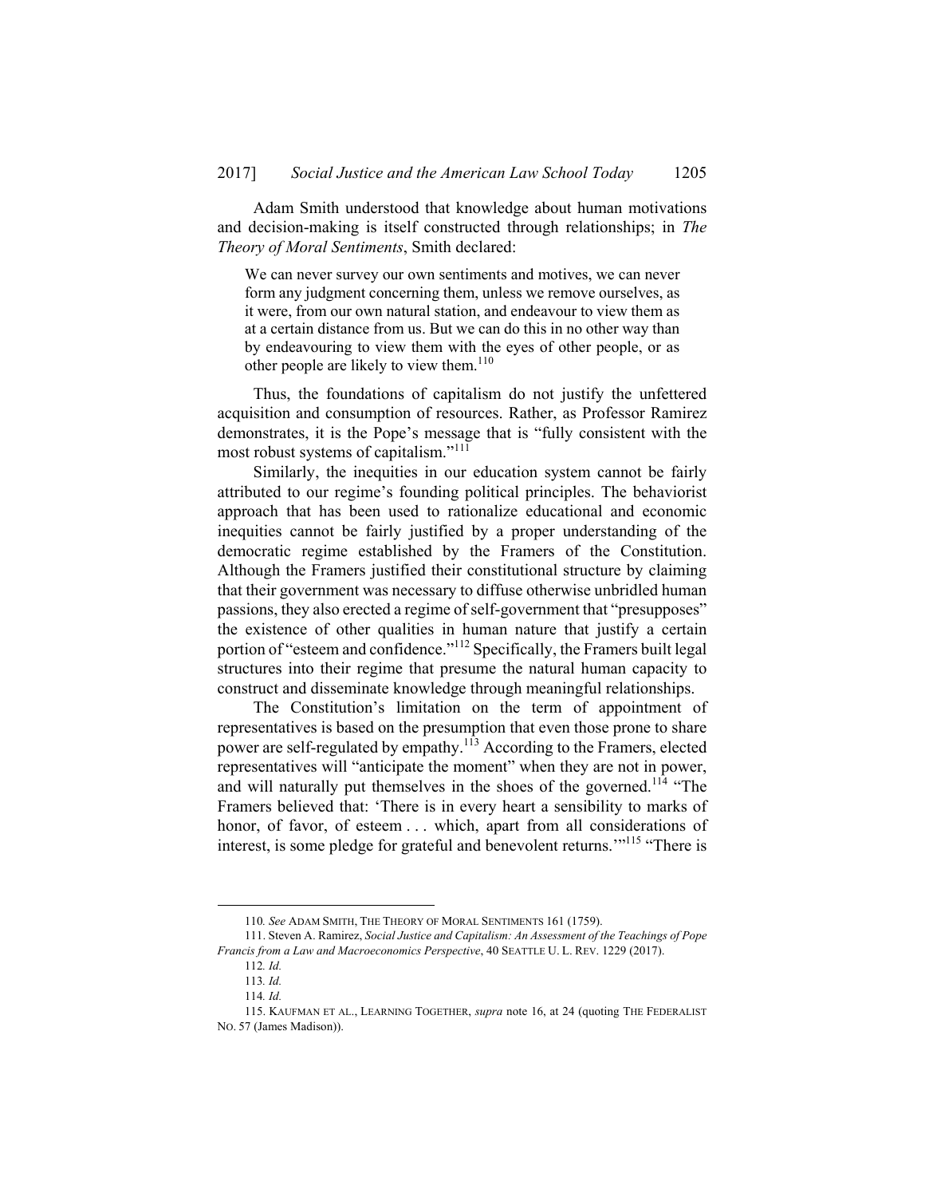Adam Smith understood that knowledge about human motivations and decision-making is itself constructed through relationships; in *The Theory of Moral Sentiments*, Smith declared:

> We can never survey our own sentiments and motives, we can never form any judgment concerning them, unless we remove ourselves, as it were, from our own natural station, and endeavour to view them as at a certain distance from us. But we can do this in no other way than by endeavouring to view them with the eyes of other people, or as other people are likely to view them.[110]

Thus, the foundations of capitalism do not justify the unfettered acquisition and consumption of resources. Rather, as Professor Ramirez demonstrates, it is the Pope's message that is "fully consistent with the most robust systems of capitalism."[111]

Similarly, the inequities in our education system cannot be fairly attributed to our regime's founding political principles. The behaviorist approach that has been used to rationalize educational and economic inequities cannot be fairly justified by a proper understanding of the democratic regime established by the Framers of the Constitution. Although the Framers justified their constitutional structure by claiming that their government was necessary to diffuse otherwise unbridled human passions, they also erected a regime of self-government that "presupposes" the existence of other qualities in human nature that justify a certain portion of "esteem and confidence."[112] Specifically, the Framers built legal structures into their regime that presume the natural human capacity to construct and disseminate knowledge through meaningful relationships.

The Constitution's limitation on the term of appointment of representatives is based on the presumption that even those prone to share power are self-regulated by empathy.[113] According to the Framers, elected representatives will "anticipate the moment" when they are not in power, and will naturally put themselves in the shoes of the governed.[114] "The Framers believed that: 'There is in every heart a sensibility to marks of honor, of favor, of esteem . . . which, apart from all considerations of interest, is some pledge for grateful and benevolent returns.'"[115] "There is

---

110. *See* ADAM SMITH, THE THEORY OF MORAL SENTIMENTS 161 (1759).

111. Steven A. Ramirez, *Social Justice and Capitalism: An Assessment of the Teachings of Pope Francis from a Law and Macroeconomics Perspective*, 40 SEATTLE U. L. REV. 1229 (2017).

112. *Id.*

113. *Id.*

114. *Id.*

115. KAUFMAN ET AL., LEARNING TOGETHER, *supra* note 16, at 24 (quoting THE FEDERALIST NO. 57 (James Madison)).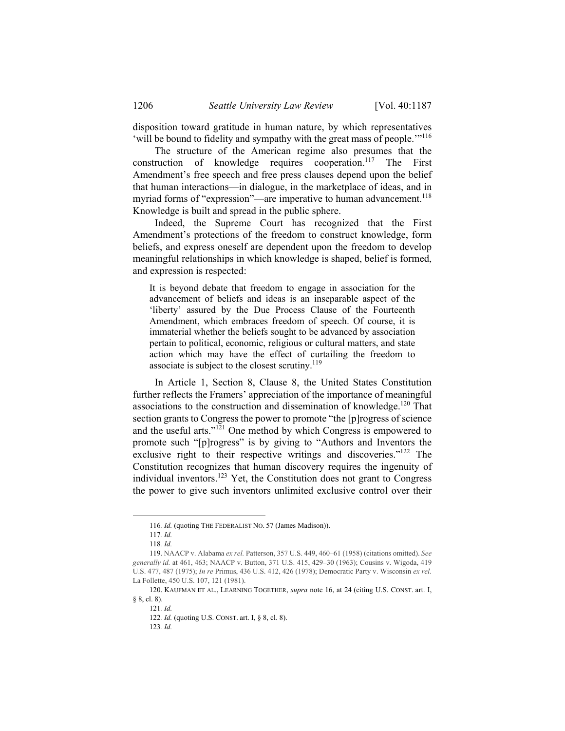disposition toward gratitude in human nature, by which representatives 'will be bound to fidelity and sympathy with the great mass of people.'"[116]

The structure of the American regime also presumes that the construction of knowledge requires cooperation.[117] The First Amendment's free speech and free press clauses depend upon the belief that human interactions—in dialogue, in the marketplace of ideas, and in myriad forms of "expression"—are imperative to human advancement.[118] Knowledge is built and spread in the public sphere.

Indeed, the Supreme Court has recognized that the First Amendment's protections of the freedom to construct knowledge, form beliefs, and express oneself are dependent upon the freedom to develop meaningful relationships in which knowledge is shaped, belief is formed, and expression is respected:

> It is beyond debate that freedom to engage in association for the advancement of beliefs and ideas is an inseparable aspect of the 'liberty' assured by the Due Process Clause of the Fourteenth Amendment, which embraces freedom of speech. Of course, it is immaterial whether the beliefs sought to be advanced by association pertain to political, economic, religious or cultural matters, and state action which may have the effect of curtailing the freedom to associate is subject to the closest scrutiny.[119]

In Article 1, Section 8, Clause 8, the United States Constitution further reflects the Framers' appreciation of the importance of meaningful associations to the construction and dissemination of knowledge.[120] That section grants to Congress the power to promote "the [p]rogress of science and the useful arts."[121] One method by which Congress is empowered to promote such "[p]rogress" is by giving to "Authors and Inventors the exclusive right to their respective writings and discoveries."[122] The Constitution recognizes that human discovery requires the ingenuity of individual inventors.[123] Yet, the Constitution does not grant to Congress the power to give such inventors unlimited exclusive control over their

---

116. *Id.* (quoting THE FEDERALIST NO. 57 (James Madison)).

117. *Id.*

118. *Id.*

119. NAACP v. Alabama *ex rel.* Patterson, 357 U.S. 449, 460–61 (1958) (citations omitted). *See generally id.* at 461, 463; NAACP v. Button, 371 U.S. 415, 429–30 (1963); Cousins v. Wigoda, 419 U.S. 477, 487 (1975); *In re* Primus, 436 U.S. 412, 426 (1978); Democratic Party v. Wisconsin *ex rel.* La Follette, 450 U.S. 107, 121 (1981).

120. KAUFMAN ET AL., LEARNING TOGETHER, *supra* note 16, at 24 (citing U.S. CONST. art. I, § 8, cl. 8).

121. *Id.*

122. *Id.* (quoting U.S. CONST. art. I, § 8, cl. 8).

123. *Id.*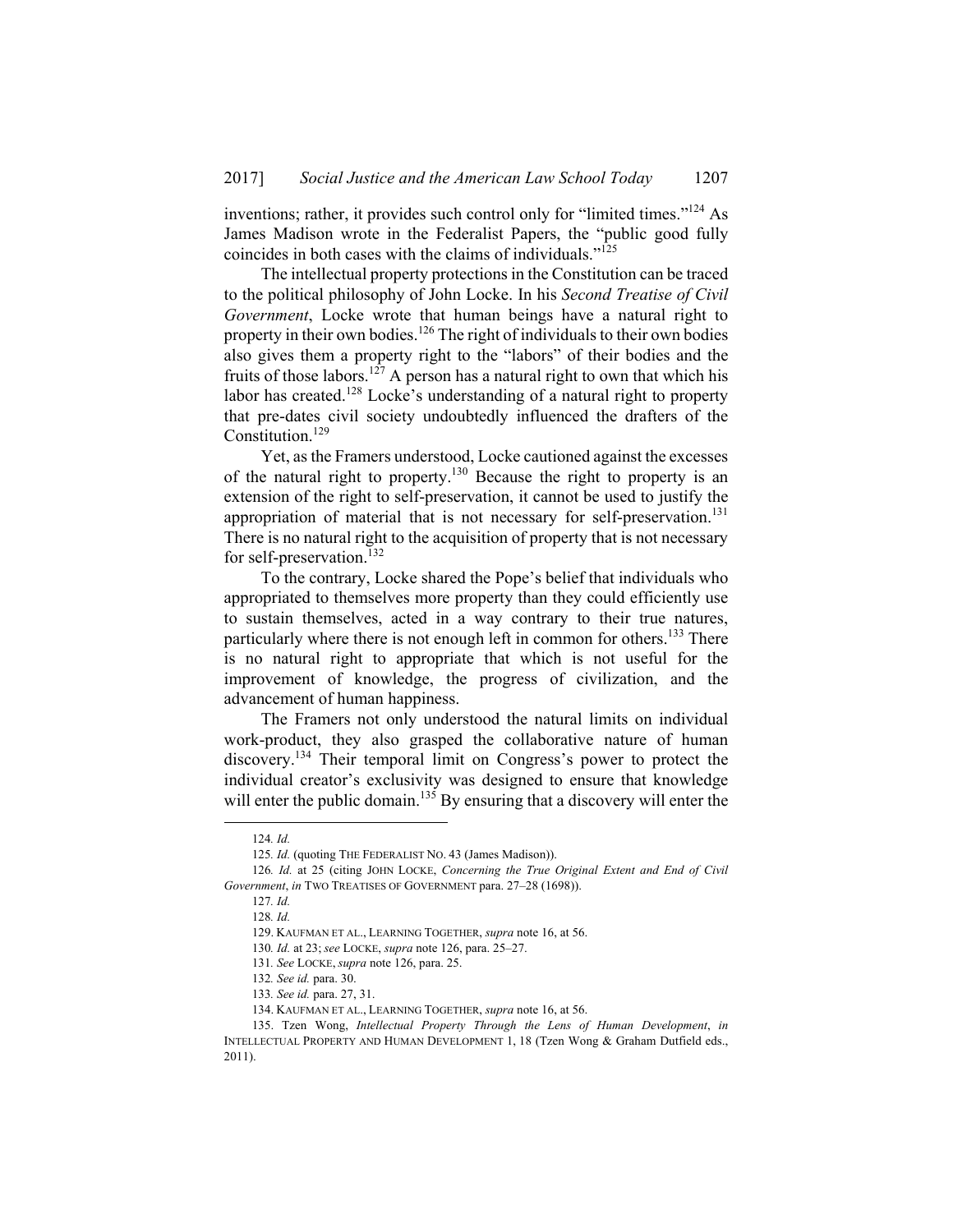inventions; rather, it provides such control only for "limited times."[124] As James Madison wrote in the Federalist Papers, the "public good fully coincides in both cases with the claims of individuals."[125]

The intellectual property protections in the Constitution can be traced to the political philosophy of John Locke. In his *Second Treatise of Civil Government*, Locke wrote that human beings have a natural right to property in their own bodies.[126] The right of individuals to their own bodies also gives them a property right to the "labors" of their bodies and the fruits of those labors.[127] A person has a natural right to own that which his labor has created.[128] Locke's understanding of a natural right to property that pre-dates civil society undoubtedly influenced the drafters of the Constitution.[129]

Yet, as the Framers understood, Locke cautioned against the excesses of the natural right to property.[130] Because the right to property is an extension of the right to self-preservation, it cannot be used to justify the appropriation of material that is not necessary for self-preservation.[131] There is no natural right to the acquisition of property that is not necessary for self-preservation.[132]

To the contrary, Locke shared the Pope's belief that individuals who appropriated to themselves more property than they could efficiently use to sustain themselves, acted in a way contrary to their true natures, particularly where there is not enough left in common for others.[133] There is no natural right to appropriate that which is not useful for the improvement of knowledge, the progress of civilization, and the advancement of human happiness.

The Framers not only understood the natural limits on individual work-product, they also grasped the collaborative nature of human discovery.[134] Their temporal limit on Congress's power to protect the individual creator's exclusivity was designed to ensure that knowledge will enter the public domain.[135] By ensuring that a discovery will enter the

---

124. *Id.*

125. *Id.* (quoting THE FEDERALIST NO. 43 (James Madison)).

126. *Id.* at 25 (citing JOHN LOCKE, *Concerning the True Original Extent and End of Civil Government*, *in* TWO TREATISES OF GOVERNMENT para. 27–28 (1698)).

127. *Id.*

128. *Id.*

129. KAUFMAN ET AL., LEARNING TOGETHER, *supra* note 16, at 56.

130. *Id.* at 23; *see* LOCKE, *supra* note 126, para. 25–27.

131. *See* LOCKE, *supra* note 126, para. 25.

132. *See id.* para. 30.

133. *See id.* para. 27, 31.

134. KAUFMAN ET AL., LEARNING TOGETHER, *supra* note 16, at 56.

135. Tzen Wong, *Intellectual Property Through the Lens of Human Development*, *in* INTELLECTUAL PROPERTY AND HUMAN DEVELOPMENT 1, 18 (Tzen Wong & Graham Dutfield eds., 2011).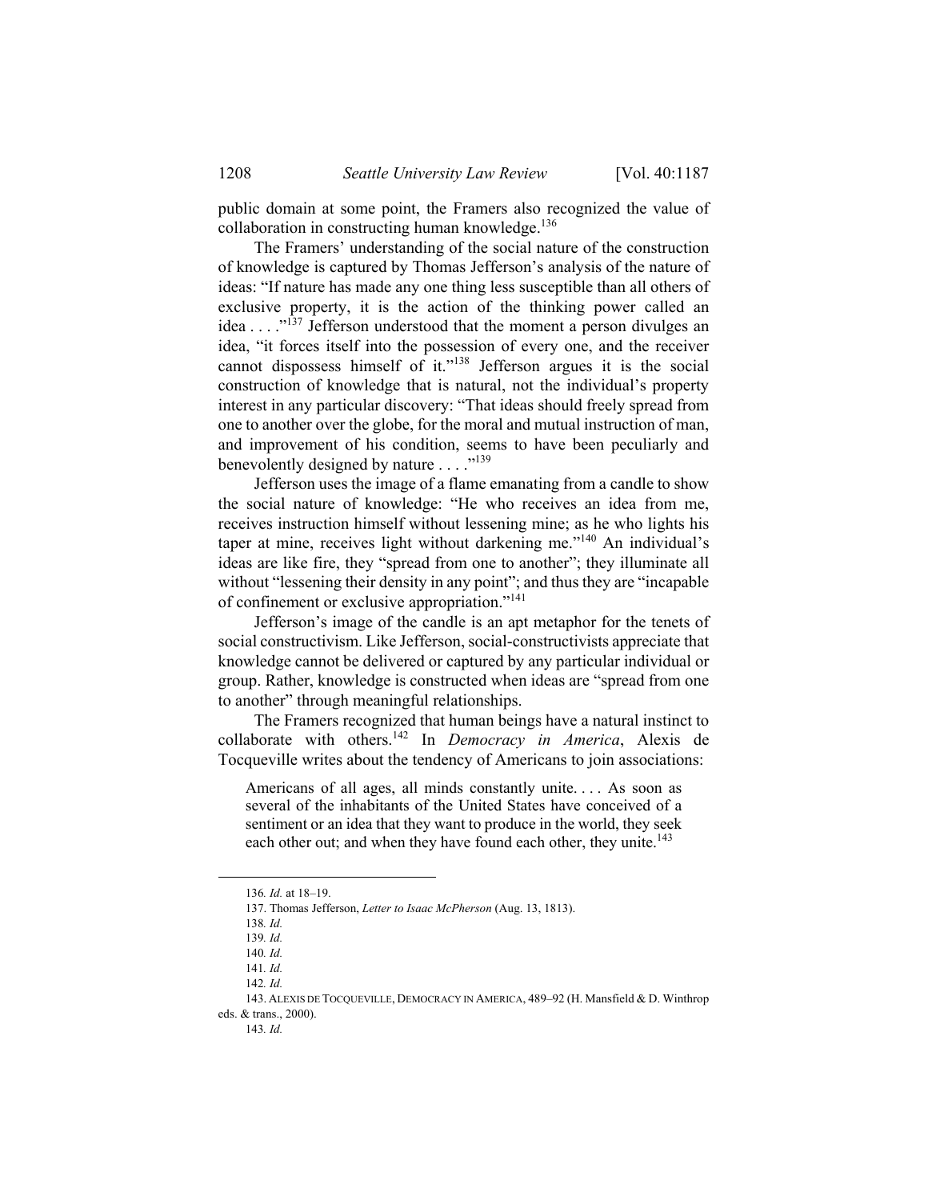public domain at some point, the Framers also recognized the value of collaboration in constructing human knowledge.[136]

The Framers' understanding of the social nature of the construction of knowledge is captured by Thomas Jefferson's analysis of the nature of ideas: "If nature has made any one thing less susceptible than all others of exclusive property, it is the action of the thinking power called an idea . . . ."[137] Jefferson understood that the moment a person divulges an idea, "it forces itself into the possession of every one, and the receiver cannot dispossess himself of it."[138] Jefferson argues it is the social construction of knowledge that is natural, not the individual's property interest in any particular discovery: "That ideas should freely spread from one to another over the globe, for the moral and mutual instruction of man, and improvement of his condition, seems to have been peculiarly and benevolently designed by nature . . . ."[139]

Jefferson uses the image of a flame emanating from a candle to show the social nature of knowledge: "He who receives an idea from me, receives instruction himself without lessening mine; as he who lights his taper at mine, receives light without darkening me."[140] An individual's ideas are like fire, they "spread from one to another"; they illuminate all without "lessening their density in any point"; and thus they are "incapable of confinement or exclusive appropriation."[141]

Jefferson's image of the candle is an apt metaphor for the tenets of social constructivism. Like Jefferson, social-constructivists appreciate that knowledge cannot be delivered or captured by any particular individual or group. Rather, knowledge is constructed when ideas are "spread from one to another" through meaningful relationships.

The Framers recognized that human beings have a natural instinct to collaborate with others.[142] In *Democracy in America*, Alexis de Tocqueville writes about the tendency of Americans to join associations:

> Americans of all ages, all minds constantly unite. . . . As soon as several of the inhabitants of the United States have conceived of a sentiment or an idea that they want to produce in the world, they seek each other out; and when they have found each other, they unite.[143]

---

136. *Id.* at 18–19.

137. Thomas Jefferson, *Letter to Isaac McPherson* (Aug. 13, 1813).

138. *Id.*

139. *Id.*

140. *Id.*

141. *Id.*

142. *Id.*

143. ALEXIS DE TOCQUEVILLE, DEMOCRACY IN AMERICA, 489–92 (H. Mansfield & D. Winthrop eds. & trans., 2000).

143. *Id.*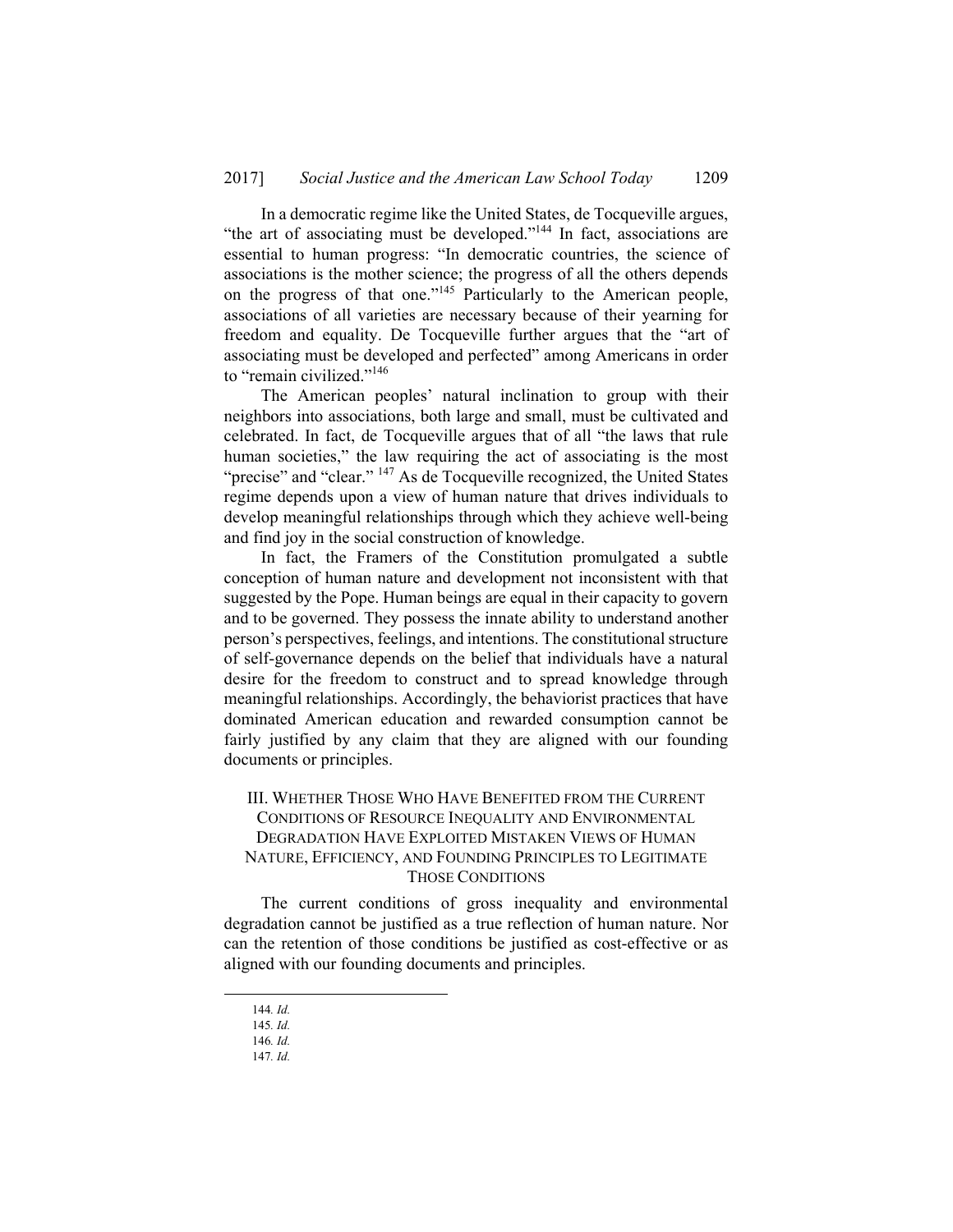In a democratic regime like the United States, de Tocqueville argues, "the art of associating must be developed."[144] In fact, associations are essential to human progress: "In democratic countries, the science of associations is the mother science; the progress of all the others depends on the progress of that one."[145] Particularly to the American people, associations of all varieties are necessary because of their yearning for freedom and equality. De Tocqueville further argues that the "art of associating must be developed and perfected" among Americans in order to "remain civilized."[146]

The American peoples' natural inclination to group with their neighbors into associations, both large and small, must be cultivated and celebrated. In fact, de Tocqueville argues that of all "the laws that rule human societies," the law requiring the act of associating is the most "precise" and "clear." [147] As de Tocqueville recognized, the United States regime depends upon a view of human nature that drives individuals to develop meaningful relationships through which they achieve well-being and find joy in the social construction of knowledge.

In fact, the Framers of the Constitution promulgated a subtle conception of human nature and development not inconsistent with that suggested by the Pope. Human beings are equal in their capacity to govern and to be governed. They possess the innate ability to understand another person's perspectives, feelings, and intentions. The constitutional structure of self-governance depends on the belief that individuals have a natural desire for the freedom to construct and to spread knowledge through meaningful relationships. Accordingly, the behaviorist practices that have dominated American education and rewarded consumption cannot be fairly justified by any claim that they are aligned with our founding documents or principles.

## III. Whether Those Who Have Benefited from the Current Conditions of Resource Inequality and Environmental Degradation Have Exploited Mistaken Views of Human Nature, Efficiency, and Founding Principles to Legitimate Those Conditions

The current conditions of gross inequality and environmental degradation cannot be justified as a true reflection of human nature. Nor can the retention of those conditions be justified as cost-effective or as aligned with our founding documents and principles.

---

144. *Id.*

145. *Id.*

146. *Id.*

147. *Id.*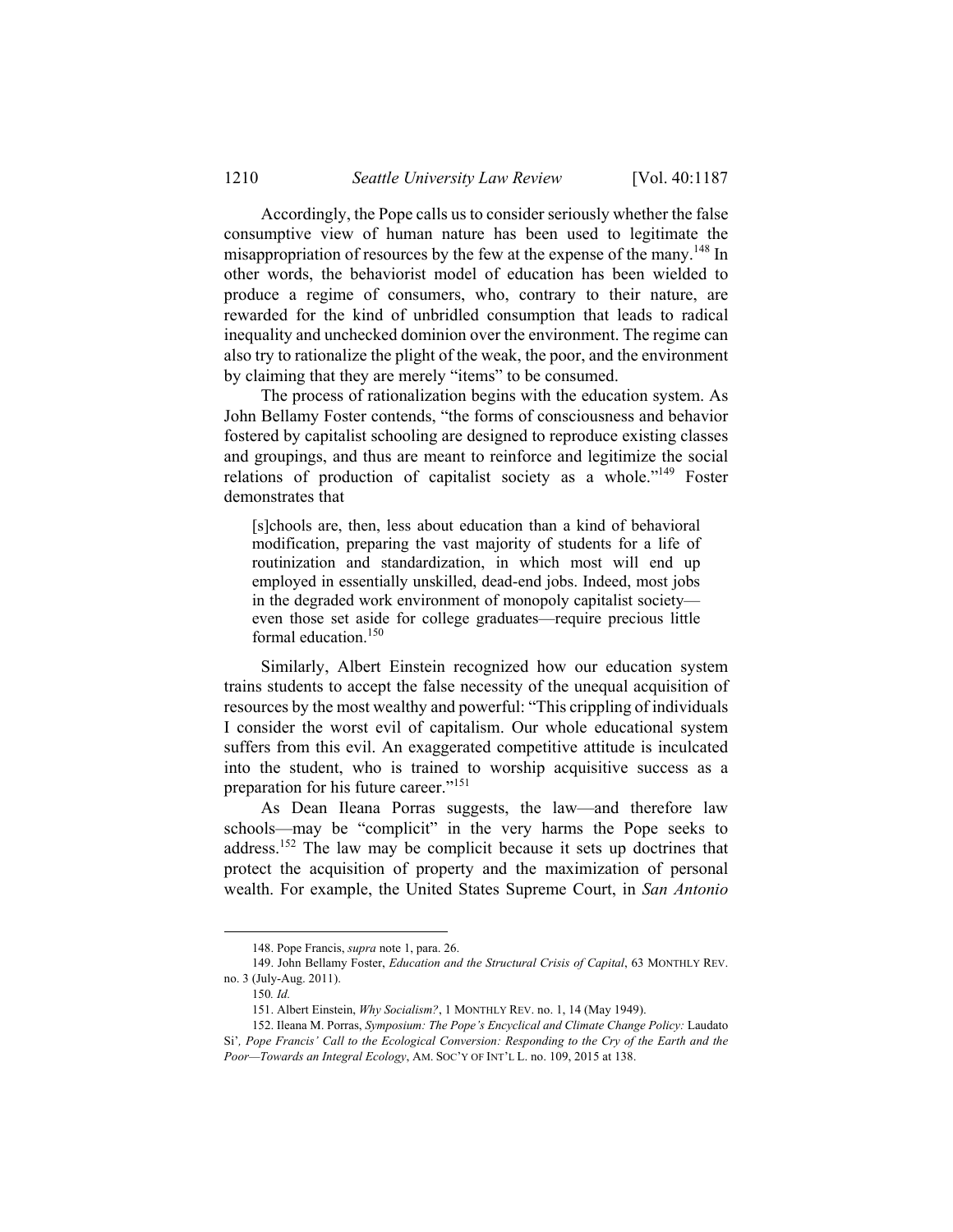Accordingly, the Pope calls us to consider seriously whether the false consumptive view of human nature has been used to legitimate the misappropriation of resources by the few at the expense of the many.[148] In other words, the behaviorist model of education has been wielded to produce a regime of consumers, who, contrary to their nature, are rewarded for the kind of unbridled consumption that leads to radical inequality and unchecked dominion over the environment. The regime can also try to rationalize the plight of the weak, the poor, and the environment by claiming that they are merely "items" to be consumed.

The process of rationalization begins with the education system. As John Bellamy Foster contends, "the forms of consciousness and behavior fostered by capitalist schooling are designed to reproduce existing classes and groupings, and thus are meant to reinforce and legitimize the social relations of production of capitalist society as a whole."[149] Foster demonstrates that

> [s]chools are, then, less about education than a kind of behavioral modification, preparing the vast majority of students for a life of routinization and standardization, in which most will end up employed in essentially unskilled, dead-end jobs. Indeed, most jobs in the degraded work environment of monopoly capitalist society—even those set aside for college graduates—require precious little formal education.[150]

Similarly, Albert Einstein recognized how our education system trains students to accept the false necessity of the unequal acquisition of resources by the most wealthy and powerful: "This crippling of individuals I consider the worst evil of capitalism. Our whole educational system suffers from this evil. An exaggerated competitive attitude is inculcated into the student, who is trained to worship acquisitive success as a preparation for his future career."[151]

As Dean Ileana Porras suggests, the law—and therefore law schools—may be "complicit" in the very harms the Pope seeks to address.[152] The law may be complicit because it sets up doctrines that protect the acquisition of property and the maximization of personal wealth. For example, the United States Supreme Court, in *San Antonio*

---

148. Pope Francis, *supra* note 1, para. 26.

149. John Bellamy Foster, *Education and the Structural Crisis of Capital*, 63 MONTHLY REV. no. 3 (July-Aug. 2011).

150. *Id.*

151. Albert Einstein, *Why Socialism?*, 1 MONTHLY REV. no. 1, 14 (May 1949).

152. Ileana M. Porras, *Symposium: The Pope's Encyclical and Climate Change Policy:* Laudato Si', *Pope Francis' Call to the Ecological Conversion: Responding to the Cry of the Earth and the Poor—Towards an Integral Ecology*, AM. SOC'Y OF INT'L L. no. 109, 2015 at 138.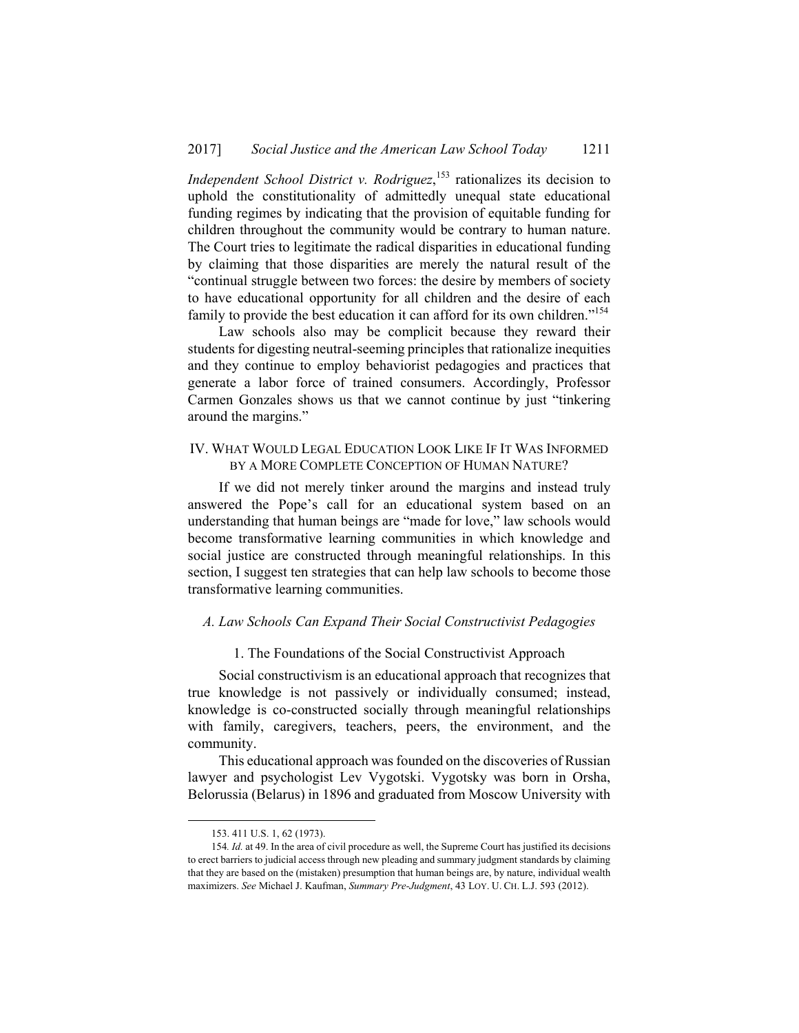*Independent School District v. Rodriguez*,[153] rationalizes its decision to uphold the constitutionality of admittedly unequal state educational funding regimes by indicating that the provision of equitable funding for children throughout the community would be contrary to human nature. The Court tries to legitimate the radical disparities in educational funding by claiming that those disparities are merely the natural result of the "continual struggle between two forces: the desire by members of society to have educational opportunity for all children and the desire of each family to provide the best education it can afford for its own children."[154]

Law schools also may be complicit because they reward their students for digesting neutral-seeming principles that rationalize inequities and they continue to employ behaviorist pedagogies and practices that generate a labor force of trained consumers. Accordingly, Professor Carmen Gonzales shows us that we cannot continue by just "tinkering around the margins."

## IV. What Would Legal Education Look Like If It Was Informed by a More Complete Conception of Human Nature?

If we did not merely tinker around the margins and instead truly answered the Pope's call for an educational system based on an understanding that human beings are "made for love," law schools would become transformative learning communities in which knowledge and social justice are constructed through meaningful relationships. In this section, I suggest ten strategies that can help law schools to become those transformative learning communities.

### *A. Law Schools Can Expand Their Social Constructivist Pedagogies*

#### 1. The Foundations of the Social Constructivist Approach

Social constructivism is an educational approach that recognizes that true knowledge is not passively or individually consumed; instead, knowledge is co-constructed socially through meaningful relationships with family, caregivers, teachers, peers, the environment, and the community.

This educational approach was founded on the discoveries of Russian lawyer and psychologist Lev Vygotski. Vygotsky was born in Orsha, Belorussia (Belarus) in 1896 and graduated from Moscow University with

---

153. 411 U.S. 1, 62 (1973).

154. *Id.* at 49. In the area of civil procedure as well, the Supreme Court has justified its decisions to erect barriers to judicial access through new pleading and summary judgment standards by claiming that they are based on the (mistaken) presumption that human beings are, by nature, individual wealth maximizers. *See* Michael J. Kaufman, *Summary Pre-Judgment*, 43 LOY. U. CH. L.J. 593 (2012).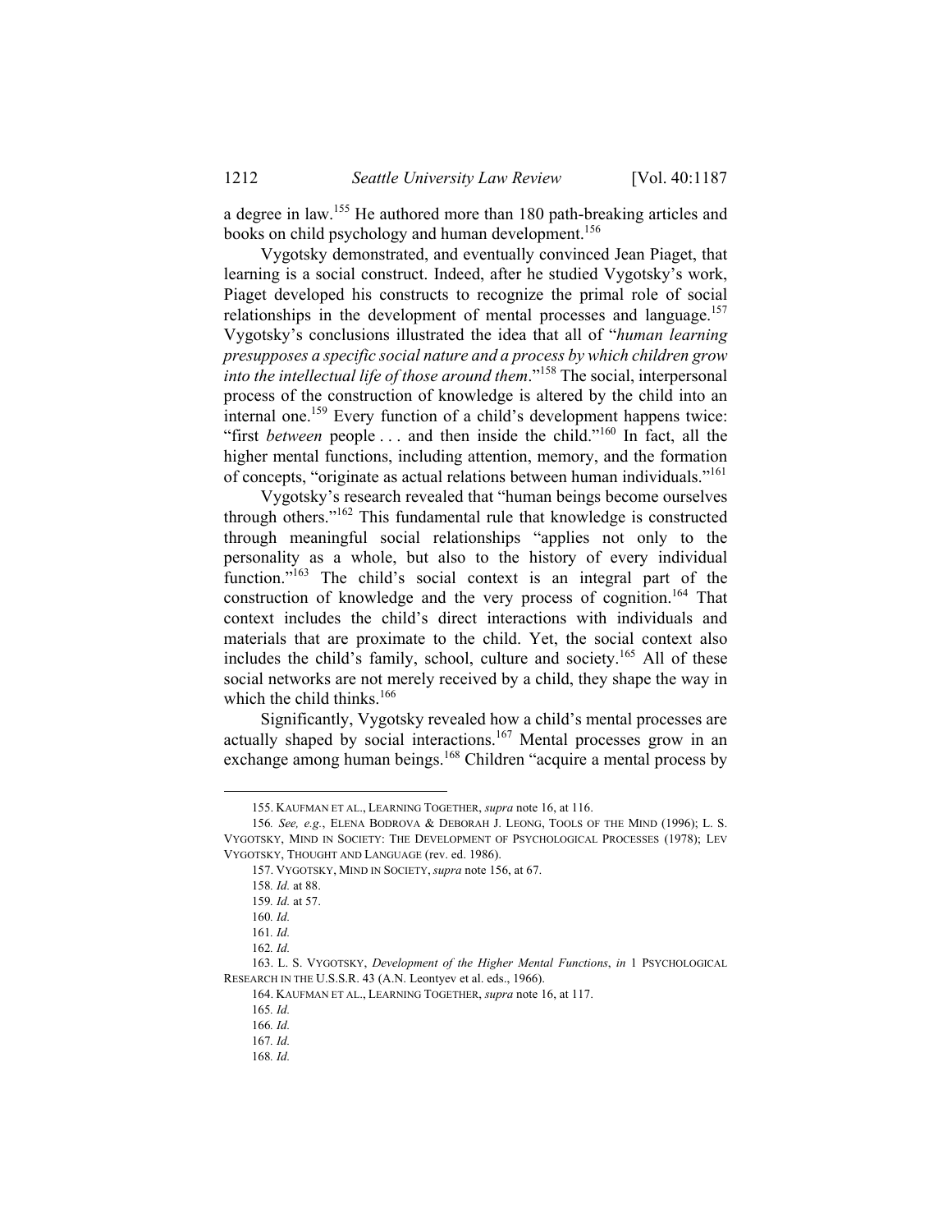a degree in law.[155] He authored more than 180 path-breaking articles and books on child psychology and human development.[156]

Vygotsky demonstrated, and eventually convinced Jean Piaget, that learning is a social construct. Indeed, after he studied Vygotsky's work, Piaget developed his constructs to recognize the primal role of social relationships in the development of mental processes and language.[157] Vygotsky's conclusions illustrated the idea that all of "*human learning presupposes a specific social nature and a process by which children grow into the intellectual life of those around them*."[158] The social, interpersonal process of the construction of knowledge is altered by the child into an internal one.[159] Every function of a child's development happens twice: "first *between* people . . . and then inside the child."[160] In fact, all the higher mental functions, including attention, memory, and the formation of concepts, "originate as actual relations between human individuals."[161]

Vygotsky's research revealed that "human beings become ourselves through others."[162] This fundamental rule that knowledge is constructed through meaningful social relationships "applies not only to the personality as a whole, but also to the history of every individual function."[163] The child's social context is an integral part of the construction of knowledge and the very process of cognition.[164] That context includes the child's direct interactions with individuals and materials that are proximate to the child. Yet, the social context also includes the child's family, school, culture and society.[165] All of these social networks are not merely received by a child, they shape the way in which the child thinks.[166]

Significantly, Vygotsky revealed how a child's mental processes are actually shaped by social interactions.[167] Mental processes grow in an exchange among human beings.[168] Children "acquire a mental process by

---

155. KAUFMAN ET AL., LEARNING TOGETHER, *supra* note 16, at 116.

156. *See, e.g.*, ELENA BODROVA & DEBORAH J. LEONG, TOOLS OF THE MIND (1996); L. S. VYGOTSKY, MIND IN SOCIETY: THE DEVELOPMENT OF PSYCHOLOGICAL PROCESSES (1978); LEV VYGOTSKY, THOUGHT AND LANGUAGE (rev. ed. 1986).

157. VYGOTSKY, MIND IN SOCIETY, *supra* note 156, at 67.

158. *Id.* at 88.

159. *Id.* at 57.

160. *Id.*

161. *Id.*

162. *Id.*

163. L. S. VYGOTSKY, *Development of the Higher Mental Functions*, *in* 1 PSYCHOLOGICAL RESEARCH IN THE U.S.S.R. 43 (A.N. Leontyev et al. eds., 1966).

164. KAUFMAN ET AL., LEARNING TOGETHER, *supra* note 16, at 117.

165. *Id.*

166. *Id.*

167. *Id.*

168. *Id.*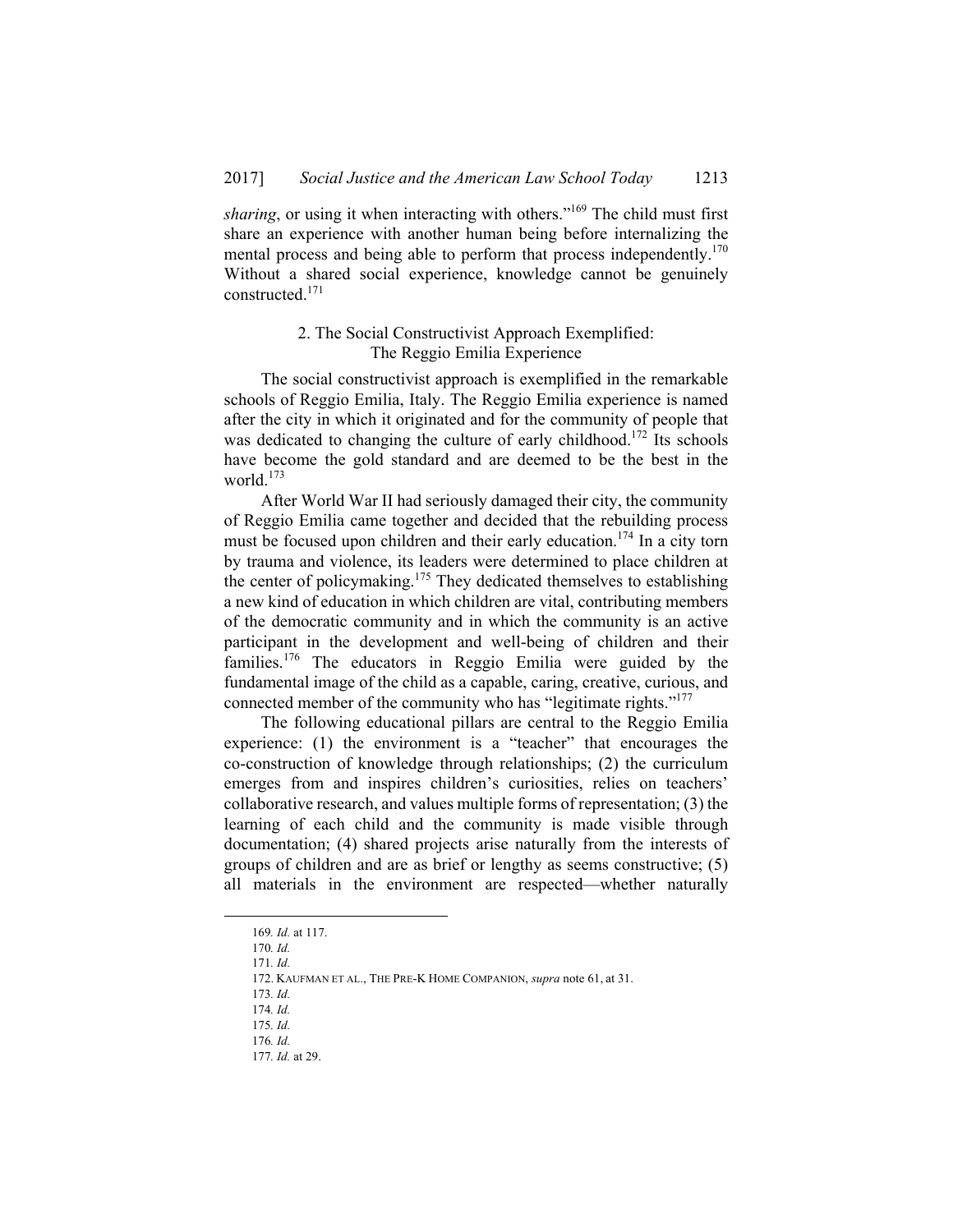*sharing*, or using it when interacting with others."[169] The child must first share an experience with another human being before internalizing the mental process and being able to perform that process independently.[170] Without a shared social experience, knowledge cannot be genuinely constructed.[171]

### 2. The Social Constructivist Approach Exemplified: The Reggio Emilia Experience

The social constructivist approach is exemplified in the remarkable schools of Reggio Emilia, Italy. The Reggio Emilia experience is named after the city in which it originated and for the community of people that was dedicated to changing the culture of early childhood.[172] Its schools have become the gold standard and are deemed to be the best in the world.[173]

After World War II had seriously damaged their city, the community of Reggio Emilia came together and decided that the rebuilding process must be focused upon children and their early education.[174] In a city torn by trauma and violence, its leaders were determined to place children at the center of policymaking.[175] They dedicated themselves to establishing a new kind of education in which children are vital, contributing members of the democratic community and in which the community is an active participant in the development and well-being of children and their families.[176] The educators in Reggio Emilia were guided by the fundamental image of the child as a capable, caring, creative, curious, and connected member of the community who has "legitimate rights."[177]

The following educational pillars are central to the Reggio Emilia experience: (1) the environment is a "teacher" that encourages the co-construction of knowledge through relationships; (2) the curriculum emerges from and inspires children's curiosities, relies on teachers' collaborative research, and values multiple forms of representation; (3) the learning of each child and the community is made visible through documentation; (4) shared projects arise naturally from the interests of groups of children and are as brief or lengthy as seems constructive; (5) all materials in the environment are respected—whether naturally

---

169. *Id.* at 117.

170. *Id.*

171. *Id.*

172. KAUFMAN ET AL., THE PRE-K HOME COMPANION, *supra* note 61, at 31.

173. *Id.*

174. *Id.*

175. *Id.*

176. *Id.*

177. *Id.* at 29.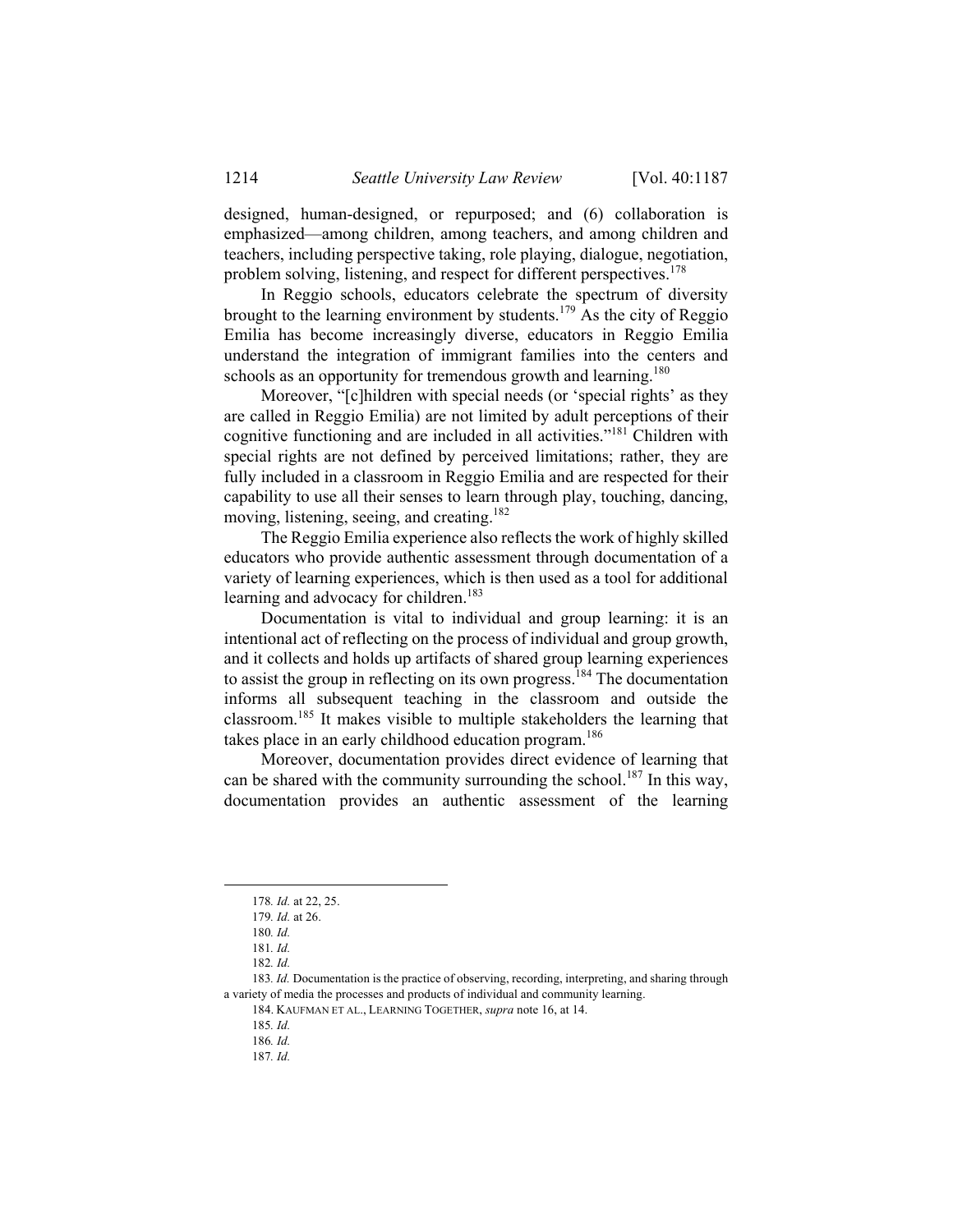designed, human-designed, or repurposed; and (6) collaboration is emphasized—among children, among teachers, and among children and teachers, including perspective taking, role playing, dialogue, negotiation, problem solving, listening, and respect for different perspectives.[178]

In Reggio schools, educators celebrate the spectrum of diversity brought to the learning environment by students.[179] As the city of Reggio Emilia has become increasingly diverse, educators in Reggio Emilia understand the integration of immigrant families into the centers and schools as an opportunity for tremendous growth and learning.[180]

Moreover, "[c]hildren with special needs (or 'special rights' as they are called in Reggio Emilia) are not limited by adult perceptions of their cognitive functioning and are included in all activities."[181] Children with special rights are not defined by perceived limitations; rather, they are fully included in a classroom in Reggio Emilia and are respected for their capability to use all their senses to learn through play, touching, dancing, moving, listening, seeing, and creating.[182]

The Reggio Emilia experience also reflects the work of highly skilled educators who provide authentic assessment through documentation of a variety of learning experiences, which is then used as a tool for additional learning and advocacy for children.[183]

Documentation is vital to individual and group learning: it is an intentional act of reflecting on the process of individual and group growth, and it collects and holds up artifacts of shared group learning experiences to assist the group in reflecting on its own progress.[184] The documentation informs all subsequent teaching in the classroom and outside the classroom.[185] It makes visible to multiple stakeholders the learning that takes place in an early childhood education program.[186]

Moreover, documentation provides direct evidence of learning that can be shared with the community surrounding the school.[187] In this way, documentation provides an authentic assessment of the learning

---

178. *Id.* at 22, 25.

179. *Id.* at 26.

180. *Id.*

181. *Id.*

182. *Id.*

183. *Id.* Documentation is the practice of observing, recording, interpreting, and sharing through a variety of media the processes and products of individual and community learning.

184. KAUFMAN ET AL., LEARNING TOGETHER, *supra* note 16, at 14.

185. *Id.*

186. *Id.*

187. *Id.*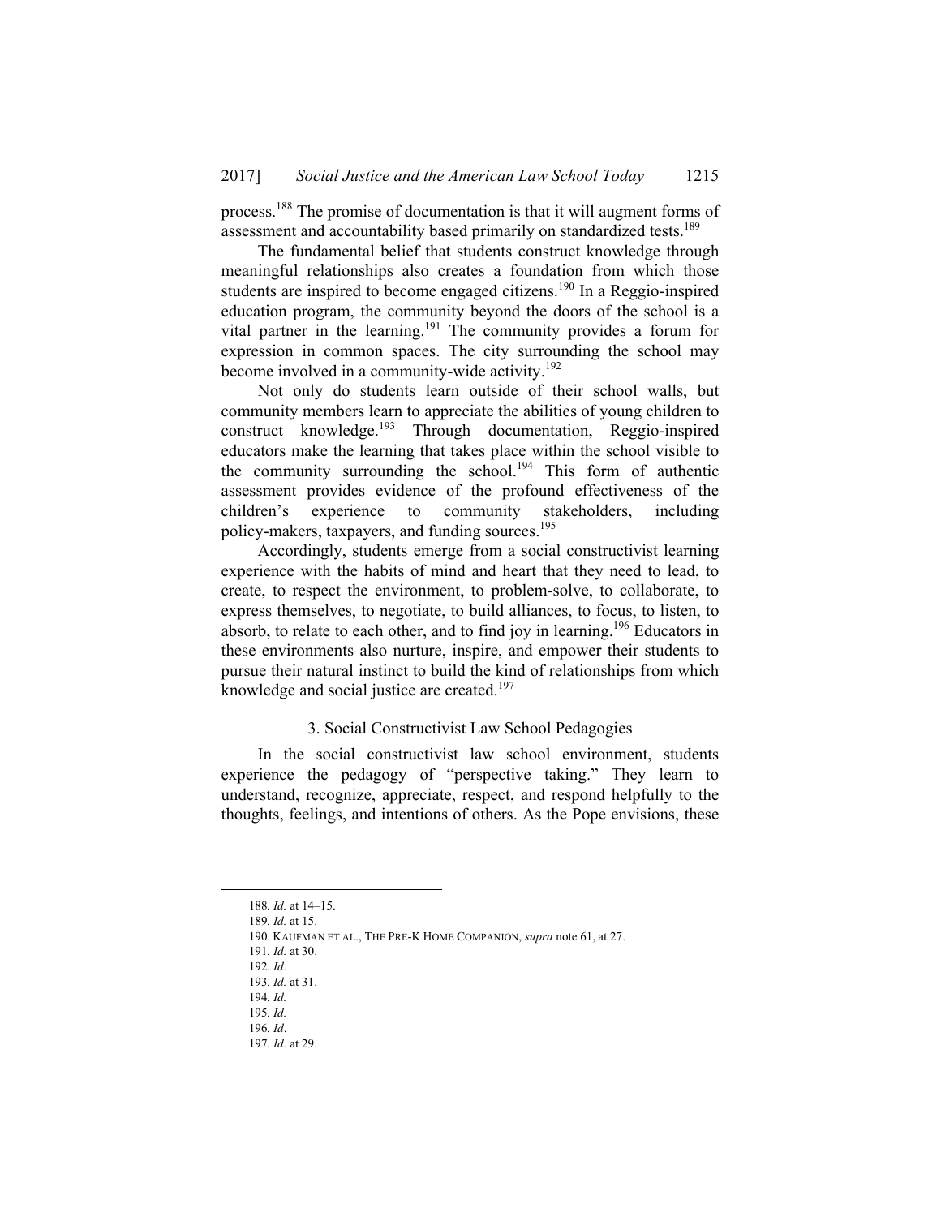process.[188] The promise of documentation is that it will augment forms of assessment and accountability based primarily on standardized tests.[189]

The fundamental belief that students construct knowledge through meaningful relationships also creates a foundation from which those students are inspired to become engaged citizens.[190] In a Reggio-inspired education program, the community beyond the doors of the school is a vital partner in the learning.[191] The community provides a forum for expression in common spaces. The city surrounding the school may become involved in a community-wide activity.[192]

Not only do students learn outside of their school walls, but community members learn to appreciate the abilities of young children to construct knowledge.[193] Through documentation, Reggio-inspired educators make the learning that takes place within the school visible to the community surrounding the school.[194] This form of authentic assessment provides evidence of the profound effectiveness of the children's experience to community stakeholders, including policy-makers, taxpayers, and funding sources.[195]

Accordingly, students emerge from a social constructivist learning experience with the habits of mind and heart that they need to lead, to create, to respect the environment, to problem-solve, to collaborate, to express themselves, to negotiate, to build alliances, to focus, to listen, to absorb, to relate to each other, and to find joy in learning.[196] Educators in these environments also nurture, inspire, and empower their students to pursue their natural instinct to build the kind of relationships from which knowledge and social justice are created.[197]

### 3. Social Constructivist Law School Pedagogies

In the social constructivist law school environment, students experience the pedagogy of "perspective taking." They learn to understand, recognize, appreciate, respect, and respond helpfully to the thoughts, feelings, and intentions of others. As the Pope envisions, these

---

188. *Id.* at 14–15.

189. *Id.* at 15.

190. KAUFMAN ET AL., THE PRE-K HOME COMPANION, *supra* note 61, at 27.

191. *Id.* at 30.

192. *Id.*

193. *Id.* at 31.

194. *Id.*

195. *Id.*

196. *Id*.

197. *Id.* at 29.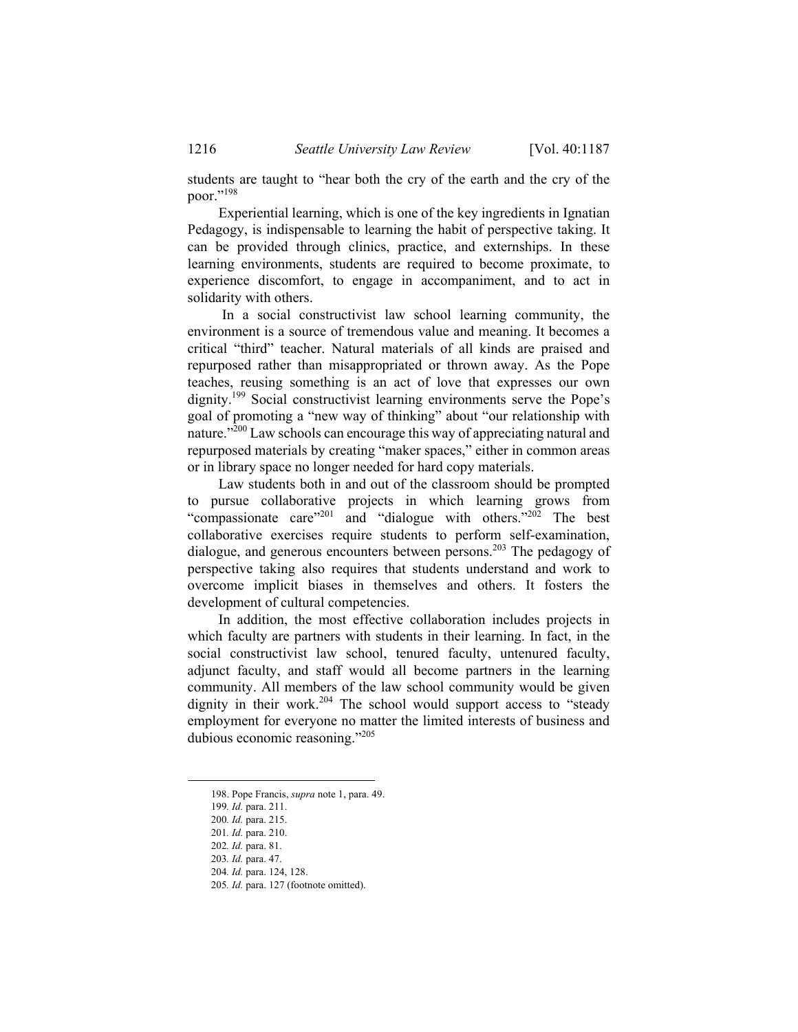students are taught to "hear both the cry of the earth and the cry of the poor."[198]

Experiential learning, which is one of the key ingredients in Ignatian Pedagogy, is indispensable to learning the habit of perspective taking. It can be provided through clinics, practice, and externships. In these learning environments, students are required to become proximate, to experience discomfort, to engage in accompaniment, and to act in solidarity with others.

In a social constructivist law school learning community, the environment is a source of tremendous value and meaning. It becomes a critical "third" teacher. Natural materials of all kinds are praised and repurposed rather than misappropriated or thrown away. As the Pope teaches, reusing something is an act of love that expresses our own dignity.[199] Social constructivist learning environments serve the Pope's goal of promoting a "new way of thinking" about "our relationship with nature."[200] Law schools can encourage this way of appreciating natural and repurposed materials by creating "maker spaces," either in common areas or in library space no longer needed for hard copy materials.

Law students both in and out of the classroom should be prompted to pursue collaborative projects in which learning grows from "compassionate care"[201] and "dialogue with others."[202] The best collaborative exercises require students to perform self-examination, dialogue, and generous encounters between persons.[203] The pedagogy of perspective taking also requires that students understand and work to overcome implicit biases in themselves and others. It fosters the development of cultural competencies.

In addition, the most effective collaboration includes projects in which faculty are partners with students in their learning. In fact, in the social constructivist law school, tenured faculty, untenured faculty, adjunct faculty, and staff would all become partners in the learning community. All members of the law school community would be given dignity in their work.[204] The school would support access to "steady employment for everyone no matter the limited interests of business and dubious economic reasoning."[205]

---

198. Pope Francis, *supra* note 1, para. 49.

199. *Id.* para. 211.

200. *Id.* para. 215.

201. *Id.* para. 210.

202. *Id.* para. 81.

203. *Id.* para. 47.

204. *Id.* para. 124, 128.

205. *Id.* para. 127 (footnote omitted).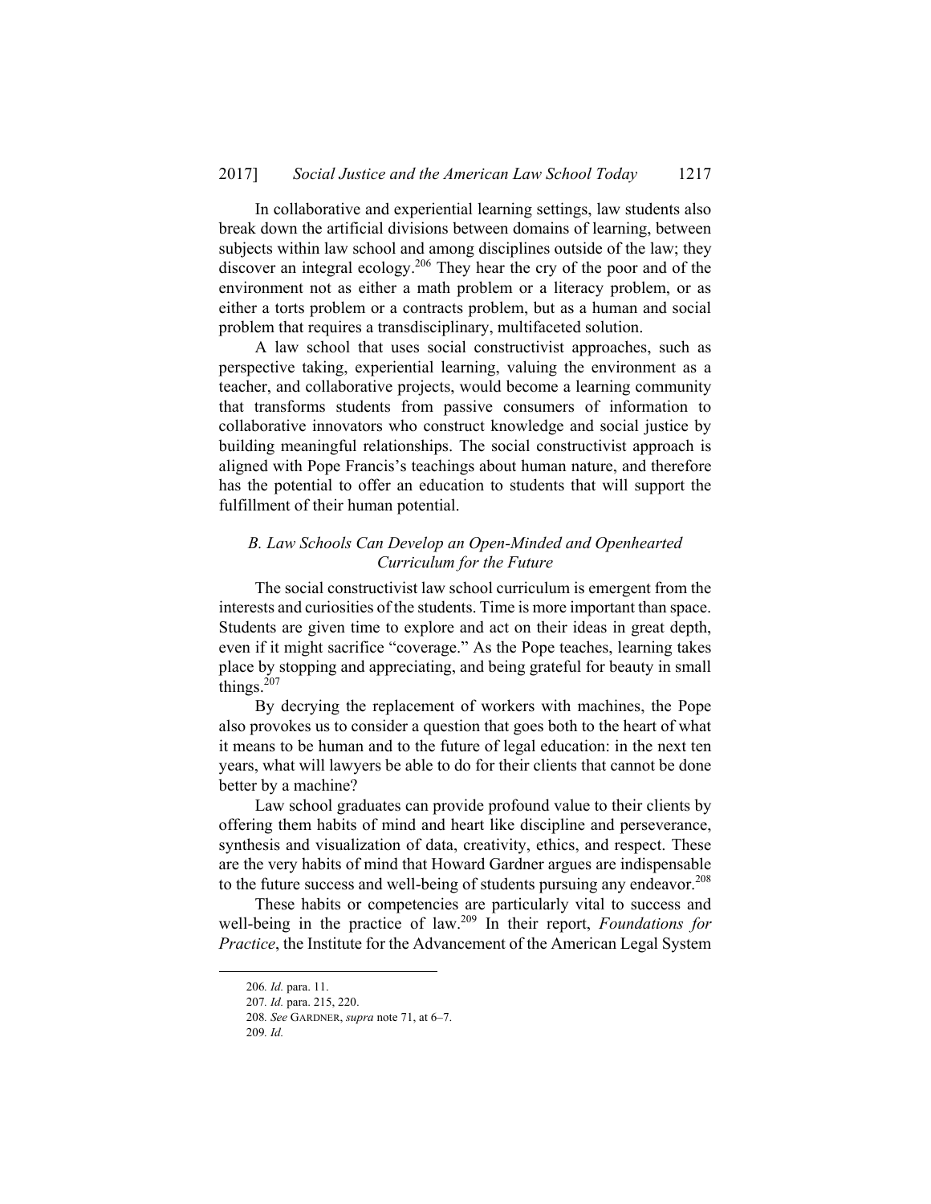In collaborative and experiential learning settings, law students also break down the artificial divisions between domains of learning, between subjects within law school and among disciplines outside of the law; they discover an integral ecology.[206] They hear the cry of the poor and of the environment not as either a math problem or a literacy problem, or as either a torts problem or a contracts problem, but as a human and social problem that requires a transdisciplinary, multifaceted solution.

A law school that uses social constructivist approaches, such as perspective taking, experiential learning, valuing the environment as a teacher, and collaborative projects, would become a learning community that transforms students from passive consumers of information to collaborative innovators who construct knowledge and social justice by building meaningful relationships. The social constructivist approach is aligned with Pope Francis's teachings about human nature, and therefore has the potential to offer an education to students that will support the fulfillment of their human potential.

### *B. Law Schools Can Develop an Open-Minded and Openhearted Curriculum for the Future*

The social constructivist law school curriculum is emergent from the interests and curiosities of the students. Time is more important than space. Students are given time to explore and act on their ideas in great depth, even if it might sacrifice "coverage." As the Pope teaches, learning takes place by stopping and appreciating, and being grateful for beauty in small things.[207]

By decrying the replacement of workers with machines, the Pope also provokes us to consider a question that goes both to the heart of what it means to be human and to the future of legal education: in the next ten years, what will lawyers be able to do for their clients that cannot be done better by a machine?

Law school graduates can provide profound value to their clients by offering them habits of mind and heart like discipline and perseverance, synthesis and visualization of data, creativity, ethics, and respect. These are the very habits of mind that Howard Gardner argues are indispensable to the future success and well-being of students pursuing any endeavor.[208]

These habits or competencies are particularly vital to success and well-being in the practice of law.[209] In their report, *Foundations for Practice*, the Institute for the Advancement of the American Legal System

---

206. *Id.* para. 11.

207. *Id.* para. 215, 220.

208. *See* GARDNER, *supra* note 71, at 6–7.

209. *Id.*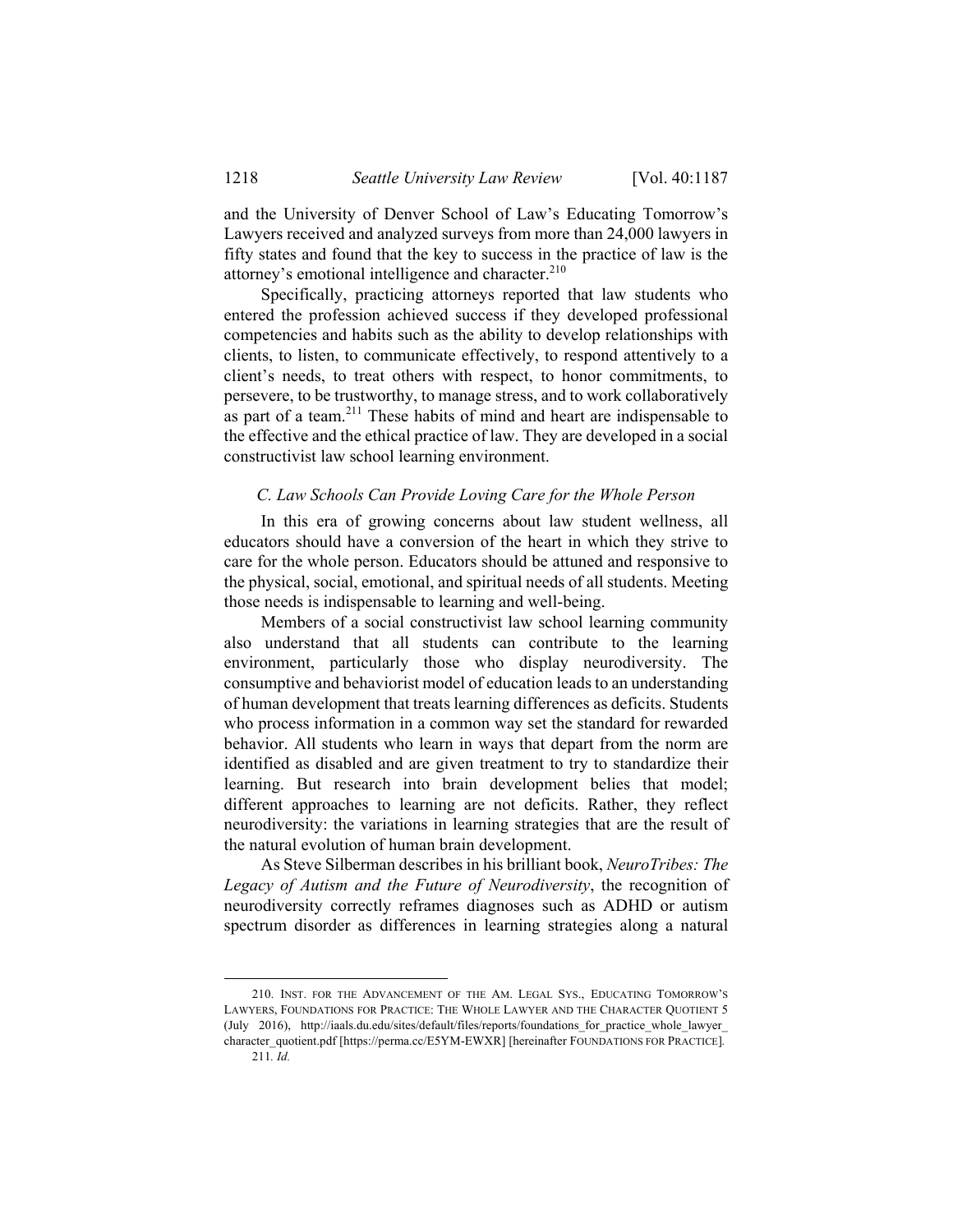and the University of Denver School of Law's Educating Tomorrow's Lawyers received and analyzed surveys from more than 24,000 lawyers in fifty states and found that the key to success in the practice of law is the attorney's emotional intelligence and character.[210]

Specifically, practicing attorneys reported that law students who entered the profession achieved success if they developed professional competencies and habits such as the ability to develop relationships with clients, to listen, to communicate effectively, to respond attentively to a client's needs, to treat others with respect, to honor commitments, to persevere, to be trustworthy, to manage stress, and to work collaboratively as part of a team.[211] These habits of mind and heart are indispensable to the effective and the ethical practice of law. They are developed in a social constructivist law school learning environment.

### *C. Law Schools Can Provide Loving Care for the Whole Person*

In this era of growing concerns about law student wellness, all educators should have a conversion of the heart in which they strive to care for the whole person. Educators should be attuned and responsive to the physical, social, emotional, and spiritual needs of all students. Meeting those needs is indispensable to learning and well-being.

Members of a social constructivist law school learning community also understand that all students can contribute to the learning environment, particularly those who display neurodiversity. The consumptive and behaviorist model of education leads to an understanding of human development that treats learning differences as deficits. Students who process information in a common way set the standard for rewarded behavior. All students who learn in ways that depart from the norm are identified as disabled and are given treatment to try to standardize their learning. But research into brain development belies that model; different approaches to learning are not deficits. Rather, they reflect neurodiversity: the variations in learning strategies that are the result of the natural evolution of human brain development.

As Steve Silberman describes in his brilliant book, *NeuroTribes: The Legacy of Autism and the Future of Neurodiversity*, the recognition of neurodiversity correctly reframes diagnoses such as ADHD or autism spectrum disorder as differences in learning strategies along a natural

---

210. INST. FOR THE ADVANCEMENT OF THE AM. LEGAL SYS., EDUCATING TOMORROW'S LAWYERS, FOUNDATIONS FOR PRACTICE: THE WHOLE LAWYER AND THE CHARACTER QUOTIENT 5 (July 2016), http://iaals.du.edu/sites/default/files/reports/foundations_for_practice_whole_lawyer_character_quotient.pdf [https://perma.cc/E5YM-EWXR] [hereinafter FOUNDATIONS FOR PRACTICE].

211. *Id.*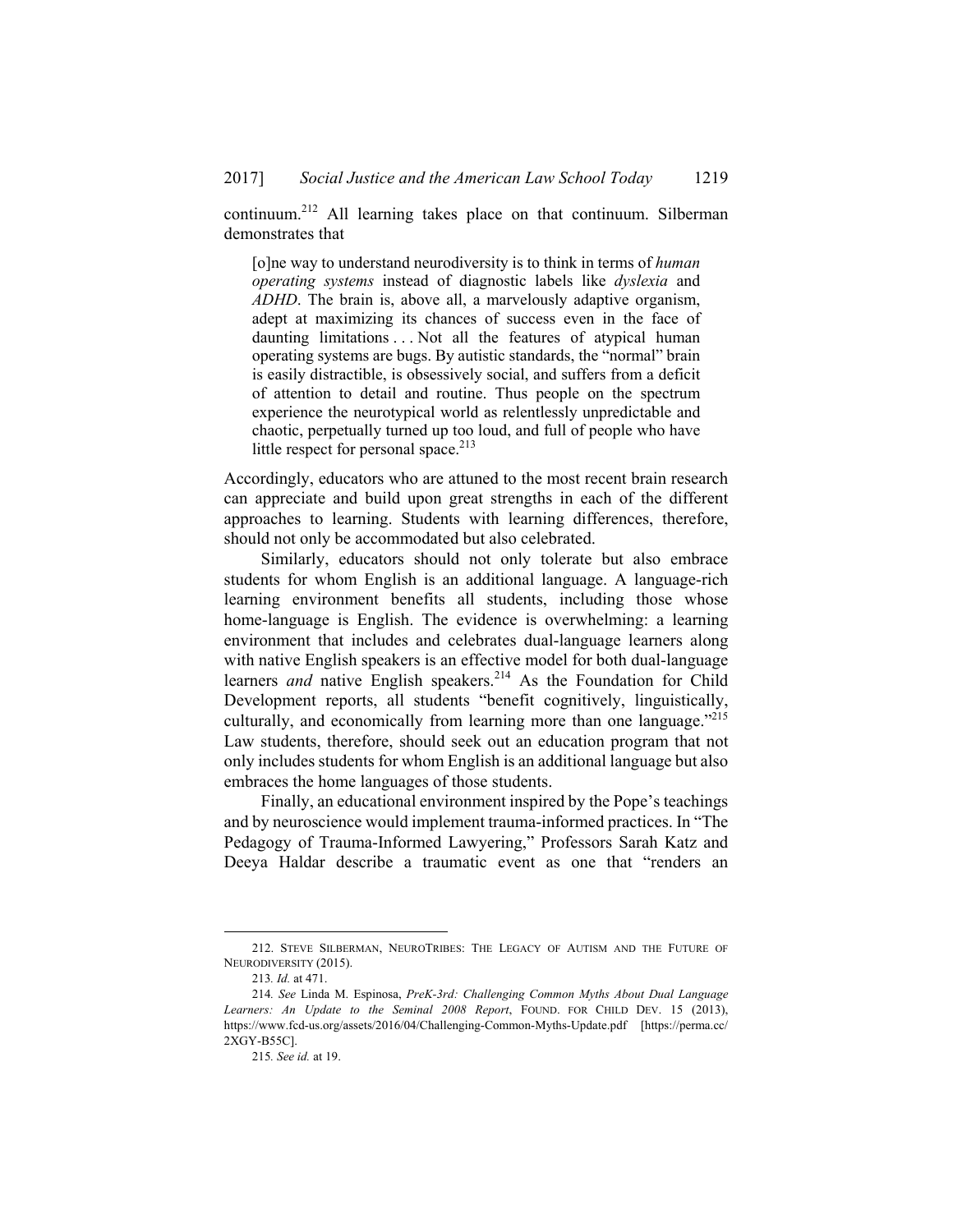continuum.[212] All learning takes place on that continuum. Silberman demonstrates that

> [o]ne way to understand neurodiversity is to think in terms of *human operating systems* instead of diagnostic labels like *dyslexia* and *ADHD*. The brain is, above all, a marvelously adaptive organism, adept at maximizing its chances of success even in the face of daunting limitations . . . Not all the features of atypical human operating systems are bugs. By autistic standards, the "normal" brain is easily distractible, is obsessively social, and suffers from a deficit of attention to detail and routine. Thus people on the spectrum experience the neurotypical world as relentlessly unpredictable and chaotic, perpetually turned up too loud, and full of people who have little respect for personal space.[213]

Accordingly, educators who are attuned to the most recent brain research can appreciate and build upon great strengths in each of the different approaches to learning. Students with learning differences, therefore, should not only be accommodated but also celebrated.

Similarly, educators should not only tolerate but also embrace students for whom English is an additional language. A language-rich learning environment benefits all students, including those whose home-language is English. The evidence is overwhelming: a learning environment that includes and celebrates dual-language learners along with native English speakers is an effective model for both dual-language learners *and* native English speakers.[214] As the Foundation for Child Development reports, all students "benefit cognitively, linguistically, culturally, and economically from learning more than one language."[215] Law students, therefore, should seek out an education program that not only includes students for whom English is an additional language but also embraces the home languages of those students.

Finally, an educational environment inspired by the Pope's teachings and by neuroscience would implement trauma-informed practices. In "The Pedagogy of Trauma-Informed Lawyering," Professors Sarah Katz and Deeya Haldar describe a traumatic event as one that "renders an

---

212. STEVE SILBERMAN, NEUROTRIBES: THE LEGACY OF AUTISM AND THE FUTURE OF NEURODIVERSITY (2015).

213. *Id.* at 471.

214. *See* Linda M. Espinosa, *PreK-3rd: Challenging Common Myths About Dual Language Learners: An Update to the Seminal 2008 Report*, FOUND. FOR CHILD DEV. 15 (2013), https://www.fcd-us.org/assets/2016/04/Challenging-Common-Myths-Update.pdf [https://perma.cc/2XGY-B55C].

215. *See id.* at 19.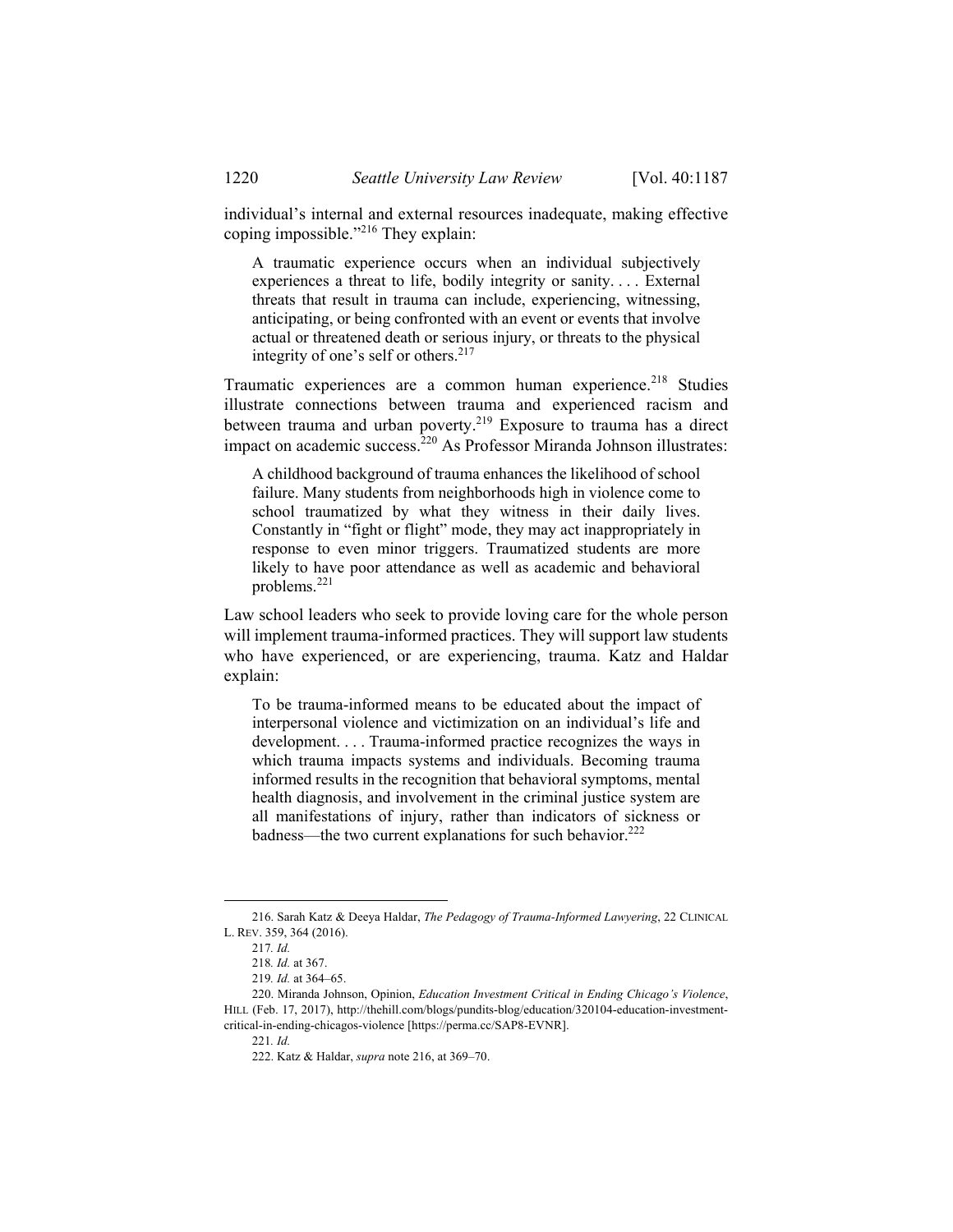individual's internal and external resources inadequate, making effective coping impossible."[216] They explain:

> A traumatic experience occurs when an individual subjectively experiences a threat to life, bodily integrity or sanity. . . . External threats that result in trauma can include, experiencing, witnessing, anticipating, or being confronted with an event or events that involve actual or threatened death or serious injury, or threats to the physical integrity of one's self or others.[217]

Traumatic experiences are a common human experience.[218] Studies illustrate connections between trauma and experienced racism and between trauma and urban poverty.[219] Exposure to trauma has a direct impact on academic success.[220] As Professor Miranda Johnson illustrates:

> A childhood background of trauma enhances the likelihood of school failure. Many students from neighborhoods high in violence come to school traumatized by what they witness in their daily lives. Constantly in "fight or flight" mode, they may act inappropriately in response to even minor triggers. Traumatized students are more likely to have poor attendance as well as academic and behavioral problems.[221]

Law school leaders who seek to provide loving care for the whole person will implement trauma-informed practices. They will support law students who have experienced, or are experiencing, trauma. Katz and Haldar explain:

> To be trauma-informed means to be educated about the impact of interpersonal violence and victimization on an individual's life and development. . . . Trauma-informed practice recognizes the ways in which trauma impacts systems and individuals. Becoming trauma informed results in the recognition that behavioral symptoms, mental health diagnosis, and involvement in the criminal justice system are all manifestations of injury, rather than indicators of sickness or badness—the two current explanations for such behavior.[222]

---

216. Sarah Katz & Deeya Haldar, *The Pedagogy of Trauma-Informed Lawyering*, 22 CLINICAL L. REV. 359, 364 (2016).

217. *Id.*

218. *Id.* at 367.

219. *Id.* at 364–65.

220. Miranda Johnson, Opinion, *Education Investment Critical in Ending Chicago's Violence*, HILL (Feb. 17, 2017), http://thehill.com/blogs/pundits-blog/education/320104-education-investment-critical-in-ending-chicagos-violence [https://perma.cc/SAP8-EVNR].

221. *Id.*

222. Katz & Haldar, *supra* note 216, at 369–70.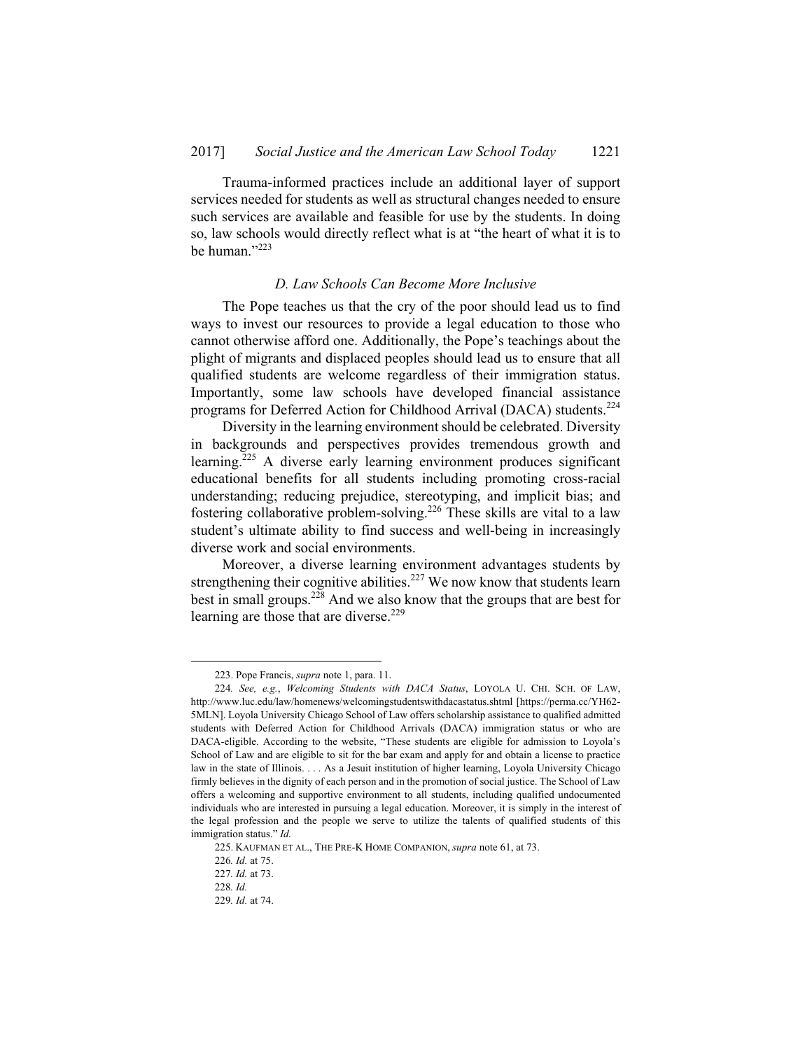Trauma-informed practices include an additional layer of support services needed for students as well as structural changes needed to ensure such services are available and feasible for use by the students. In doing so, law schools would directly reflect what is at "the heart of what it is to be human."[223]

### *D. Law Schools Can Become More Inclusive*

The Pope teaches us that the cry of the poor should lead us to find ways to invest our resources to provide a legal education to those who cannot otherwise afford one. Additionally, the Pope's teachings about the plight of migrants and displaced peoples should lead us to ensure that all qualified students are welcome regardless of their immigration status. Importantly, some law schools have developed financial assistance programs for Deferred Action for Childhood Arrival (DACA) students.[224]

Diversity in the learning environment should be celebrated. Diversity in backgrounds and perspectives provides tremendous growth and learning.[225] A diverse early learning environment produces significant educational benefits for all students including promoting cross-racial understanding; reducing prejudice, stereotyping, and implicit bias; and fostering collaborative problem-solving.[226] These skills are vital to a law student's ultimate ability to find success and well-being in increasingly diverse work and social environments.

Moreover, a diverse learning environment advantages students by strengthening their cognitive abilities.[227] We now know that students learn best in small groups.[228] And we also know that the groups that are best for learning are those that are diverse.[229]

---

223. Pope Francis, *supra* note 1, para. 11.

224. *See, e.g.*, *Welcoming Students with DACA Status*, LOYOLA U. CHI. SCH. OF LAW, http://www.luc.edu/law/homenews/welcomingstudentswithdacastatus.shtml [https://perma.cc/YH62-5MLN]. Loyola University Chicago School of Law offers scholarship assistance to qualified admitted students with Deferred Action for Childhood Arrivals (DACA) immigration status or who are DACA-eligible. According to the website, "These students are eligible for admission to Loyola's School of Law and are eligible to sit for the bar exam and apply for and obtain a license to practice law in the state of Illinois. . . . As a Jesuit institution of higher learning, Loyola University Chicago firmly believes in the dignity of each person and in the promotion of social justice. The School of Law offers a welcoming and supportive environment to all students, including qualified undocumented individuals who are interested in pursuing a legal education. Moreover, it is simply in the interest of the legal profession and the people we serve to utilize the talents of qualified students of this immigration status." *Id.*

225. KAUFMAN ET AL., THE PRE-K HOME COMPANION, *supra* note 61, at 73.

226. *Id.* at 75.

227. *Id.* at 73.

228. *Id.*

229. *Id.* at 74.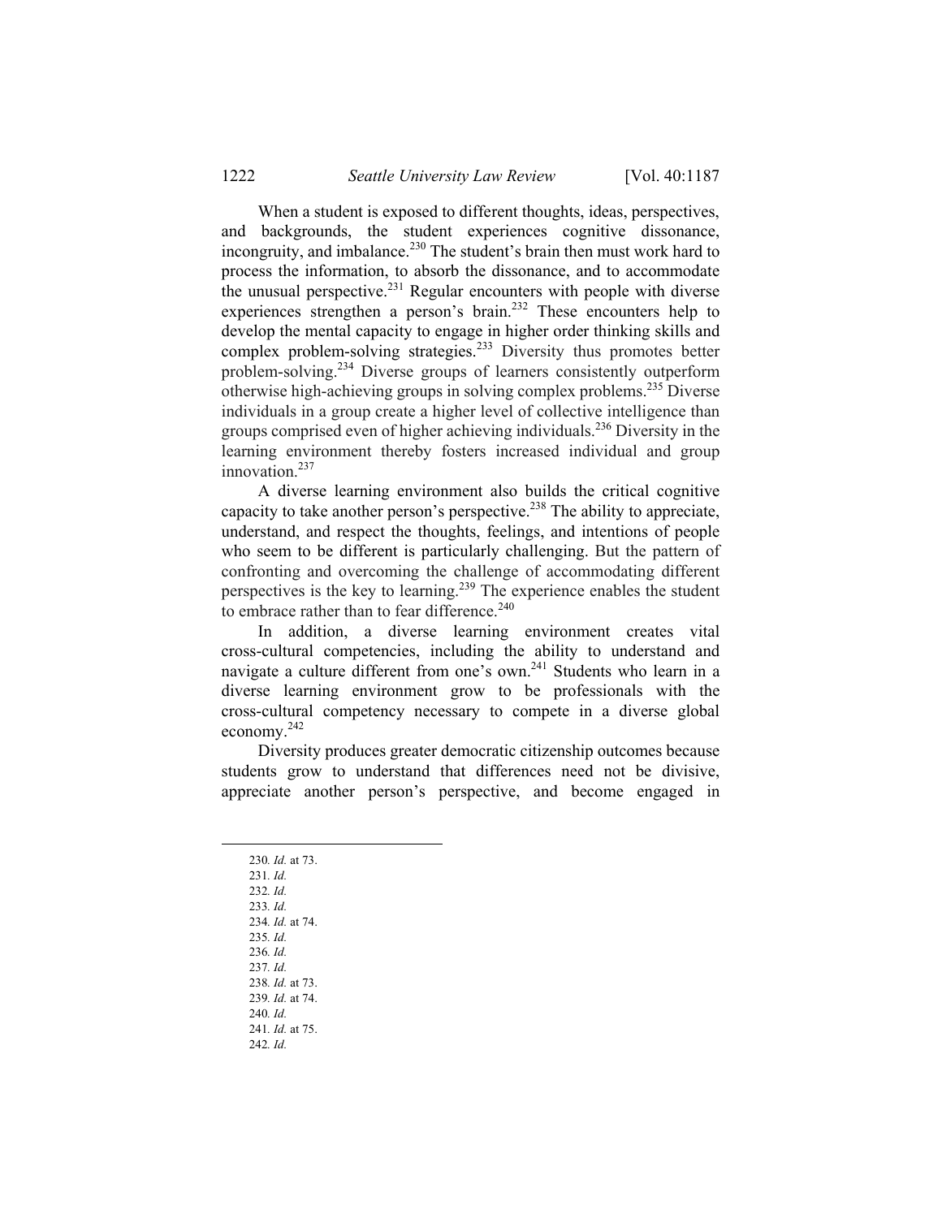When a student is exposed to different thoughts, ideas, perspectives, and backgrounds, the student experiences cognitive dissonance, incongruity, and imbalance.[230] The student's brain then must work hard to process the information, to absorb the dissonance, and to accommodate the unusual perspective.[231] Regular encounters with people with diverse experiences strengthen a person's brain.[232] These encounters help to develop the mental capacity to engage in higher order thinking skills and complex problem-solving strategies.[233] Diversity thus promotes better problem-solving.[234] Diverse groups of learners consistently outperform otherwise high-achieving groups in solving complex problems.[235] Diverse individuals in a group create a higher level of collective intelligence than groups comprised even of higher achieving individuals.[236] Diversity in the learning environment thereby fosters increased individual and group innovation.[237]

A diverse learning environment also builds the critical cognitive capacity to take another person's perspective.[238] The ability to appreciate, understand, and respect the thoughts, feelings, and intentions of people who seem to be different is particularly challenging. But the pattern of confronting and overcoming the challenge of accommodating different perspectives is the key to learning.[239] The experience enables the student to embrace rather than to fear difference.[240]

In addition, a diverse learning environment creates vital cross-cultural competencies, including the ability to understand and navigate a culture different from one's own.[241] Students who learn in a diverse learning environment grow to be professionals with the cross-cultural competency necessary to compete in a diverse global economy.[242]

Diversity produces greater democratic citizenship outcomes because students grow to understand that differences need not be divisive, appreciate another person's perspective, and become engaged in

---

230. *Id.* at 73.
231. *Id.*
232. *Id.*
233. *Id.*
234. *Id.* at 74.
235. *Id.*
236. *Id.*
237. *Id.*
238. *Id.* at 73.
239. *Id.* at 74.
240. *Id.*
241. *Id.* at 75.
242. *Id.*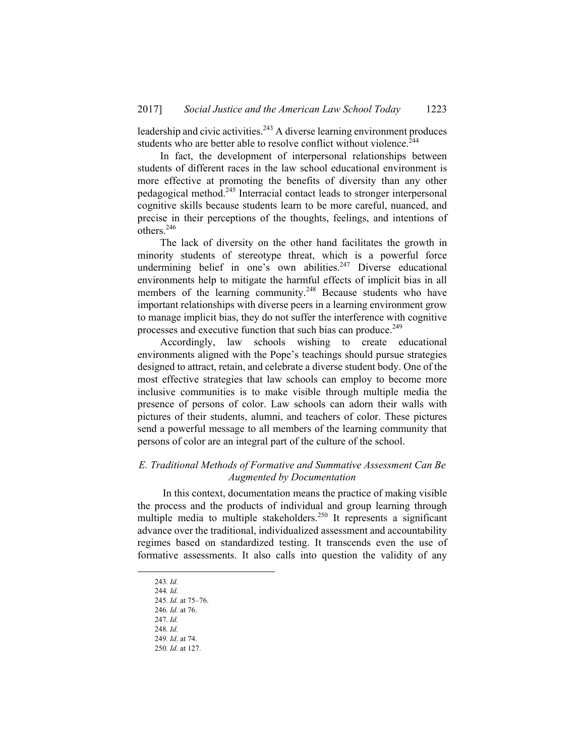leadership and civic activities.[243] A diverse learning environment produces students who are better able to resolve conflict without violence.[244]

In fact, the development of interpersonal relationships between students of different races in the law school educational environment is more effective at promoting the benefits of diversity than any other pedagogical method.[245] Interracial contact leads to stronger interpersonal cognitive skills because students learn to be more careful, nuanced, and precise in their perceptions of the thoughts, feelings, and intentions of others.[246]

The lack of diversity on the other hand facilitates the growth in minority students of stereotype threat, which is a powerful force undermining belief in one's own abilities.[247] Diverse educational environments help to mitigate the harmful effects of implicit bias in all members of the learning community.[248] Because students who have important relationships with diverse peers in a learning environment grow to manage implicit bias, they do not suffer the interference with cognitive processes and executive function that such bias can produce.[249]

Accordingly, law schools wishing to create educational environments aligned with the Pope's teachings should pursue strategies designed to attract, retain, and celebrate a diverse student body. One of the most effective strategies that law schools can employ to become more inclusive communities is to make visible through multiple media the presence of persons of color. Law schools can adorn their walls with pictures of their students, alumni, and teachers of color. These pictures send a powerful message to all members of the learning community that persons of color are an integral part of the culture of the school.

### *E. Traditional Methods of Formative and Summative Assessment Can Be Augmented by Documentation*

In this context, documentation means the practice of making visible the process and the products of individual and group learning through multiple media to multiple stakeholders.[250] It represents a significant advance over the traditional, individualized assessment and accountability regimes based on standardized testing. It transcends even the use of formative assessments. It also calls into question the validity of any

---

243. *Id.*
244. *Id.*
245. *Id.* at 75–76.
246. *Id.* at 76.
247. *Id.*
248. *Id.*
249. *Id.* at 74.
250. *Id.* at 127.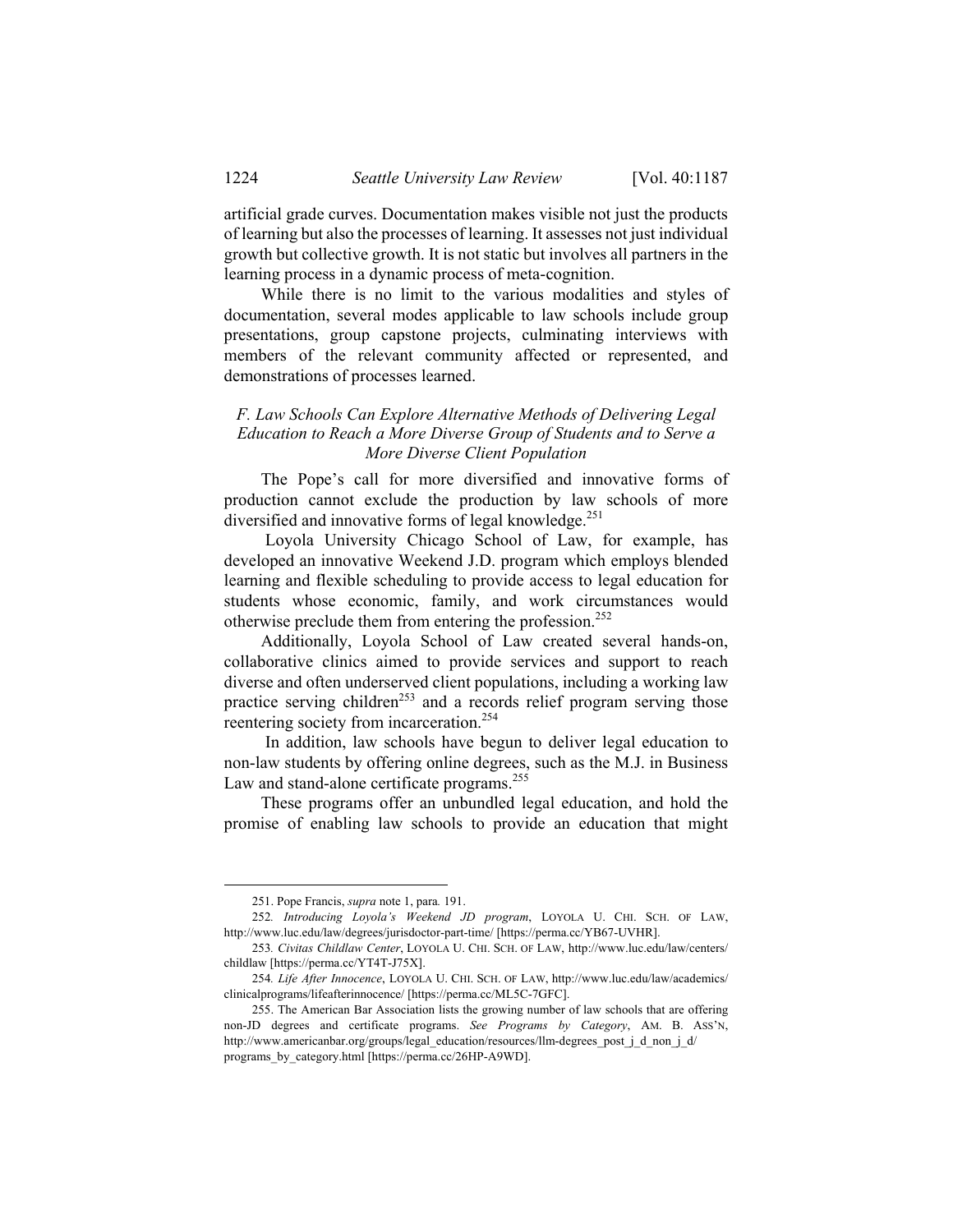artificial grade curves. Documentation makes visible not just the products of learning but also the processes of learning. It assesses not just individual growth but collective growth. It is not static but involves all partners in the learning process in a dynamic process of meta-cognition.

While there is no limit to the various modalities and styles of documentation, several modes applicable to law schools include group presentations, group capstone projects, culminating interviews with members of the relevant community affected or represented, and demonstrations of processes learned.

### *F. Law Schools Can Explore Alternative Methods of Delivering Legal Education to Reach a More Diverse Group of Students and to Serve a More Diverse Client Population*

The Pope's call for more diversified and innovative forms of production cannot exclude the production by law schools of more diversified and innovative forms of legal knowledge.[251]

Loyola University Chicago School of Law, for example, has developed an innovative Weekend J.D. program which employs blended learning and flexible scheduling to provide access to legal education for students whose economic, family, and work circumstances would otherwise preclude them from entering the profession.[252]

Additionally, Loyola School of Law created several hands-on, collaborative clinics aimed to provide services and support to reach diverse and often underserved client populations, including a working law practice serving children[253] and a records relief program serving those reentering society from incarceration.[254]

In addition, law schools have begun to deliver legal education to non-law students by offering online degrees, such as the M.J. in Business Law and stand-alone certificate programs.[255]

These programs offer an unbundled legal education, and hold the promise of enabling law schools to provide an education that might

---

251. Pope Francis, *supra* note 1, para. 191.

252. *Introducing Loyola's Weekend JD program*, LOYOLA U. CHI. SCH. OF LAW, http://www.luc.edu/law/degrees/jurisdoctor-part-time/ [https://perma.cc/YB67-UVHR].

253. *Civitas Childlaw Center*, LOYOLA U. CHI. SCH. OF LAW, http://www.luc.edu/law/centers/childlaw [https://perma.cc/YT4T-J75X].

254. *Life After Innocence*, LOYOLA U. CHI. SCH. OF LAW, http://www.luc.edu/law/academics/clinicalprograms/lifeafterinnocence/ [https://perma.cc/ML5C-7GFC].

255. The American Bar Association lists the growing number of law schools that are offering non-JD degrees and certificate programs. *See Programs by Category*, AM. B. ASS'N, http://www.americanbar.org/groups/legal_education/resources/llm-degrees_post_j_d_non_j_d/programs_by_category.html [https://perma.cc/26HP-A9WD].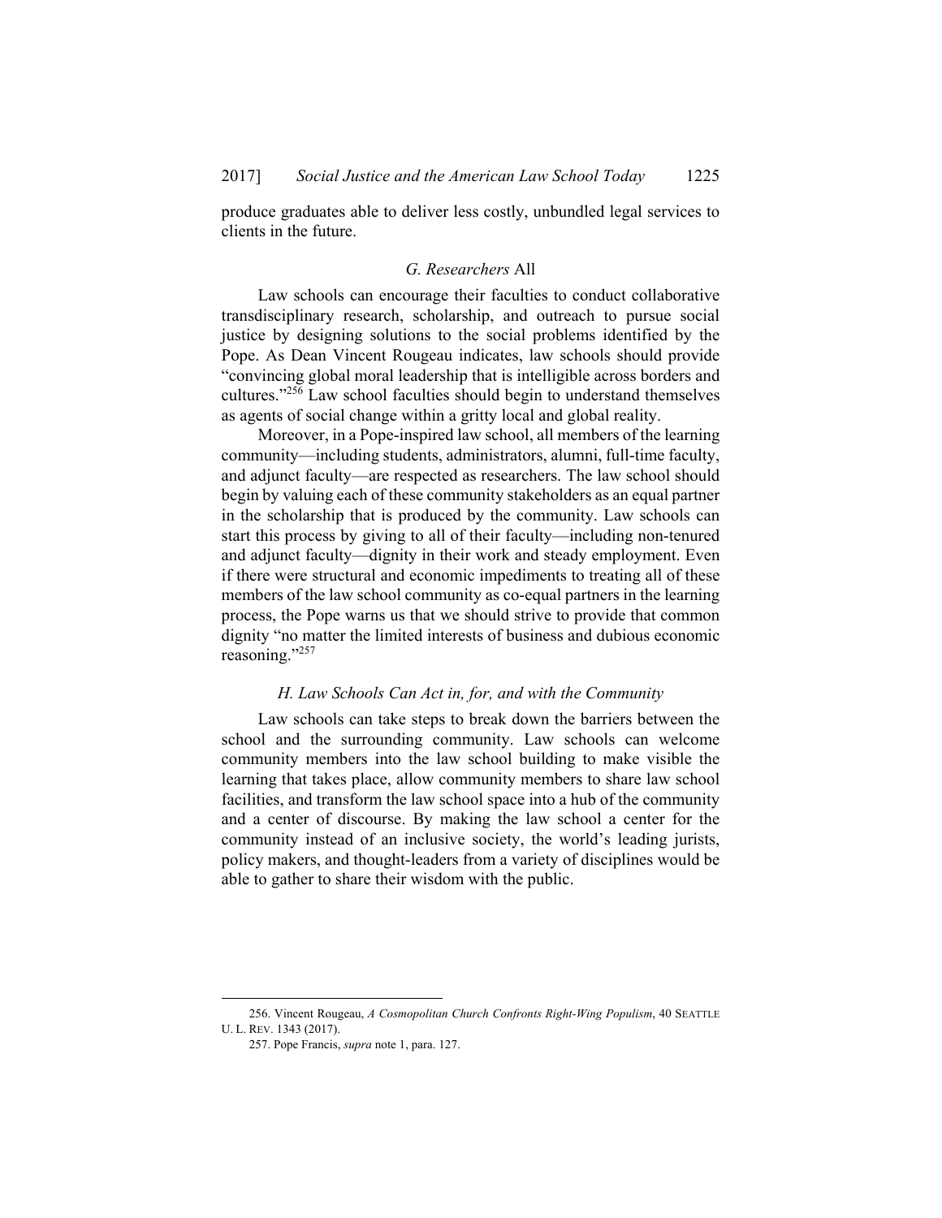produce graduates able to deliver less costly, unbundled legal services to clients in the future.

### *G. Researchers* All

Law schools can encourage their faculties to conduct collaborative transdisciplinary research, scholarship, and outreach to pursue social justice by designing solutions to the social problems identified by the Pope. As Dean Vincent Rougeau indicates, law schools should provide "convincing global moral leadership that is intelligible across borders and cultures."[256] Law school faculties should begin to understand themselves as agents of social change within a gritty local and global reality.

Moreover, in a Pope-inspired law school, all members of the learning community—including students, administrators, alumni, full-time faculty, and adjunct faculty—are respected as researchers. The law school should begin by valuing each of these community stakeholders as an equal partner in the scholarship that is produced by the community. Law schools can start this process by giving to all of their faculty—including non-tenured and adjunct faculty—dignity in their work and steady employment. Even if there were structural and economic impediments to treating all of these members of the law school community as co-equal partners in the learning process, the Pope warns us that we should strive to provide that common dignity "no matter the limited interests of business and dubious economic reasoning."[257]

### *H. Law Schools Can Act in, for, and with the Community*

Law schools can take steps to break down the barriers between the school and the surrounding community. Law schools can welcome community members into the law school building to make visible the learning that takes place, allow community members to share law school facilities, and transform the law school space into a hub of the community and a center of discourse. By making the law school a center for the community instead of an inclusive society, the world's leading jurists, policy makers, and thought-leaders from a variety of disciplines would be able to gather to share their wisdom with the public.

---

256. Vincent Rougeau, *A Cosmopolitan Church Confronts Right-Wing Populism*, 40 SEATTLE U. L. REV. 1343 (2017).

257. Pope Francis, *supra* note 1, para. 127.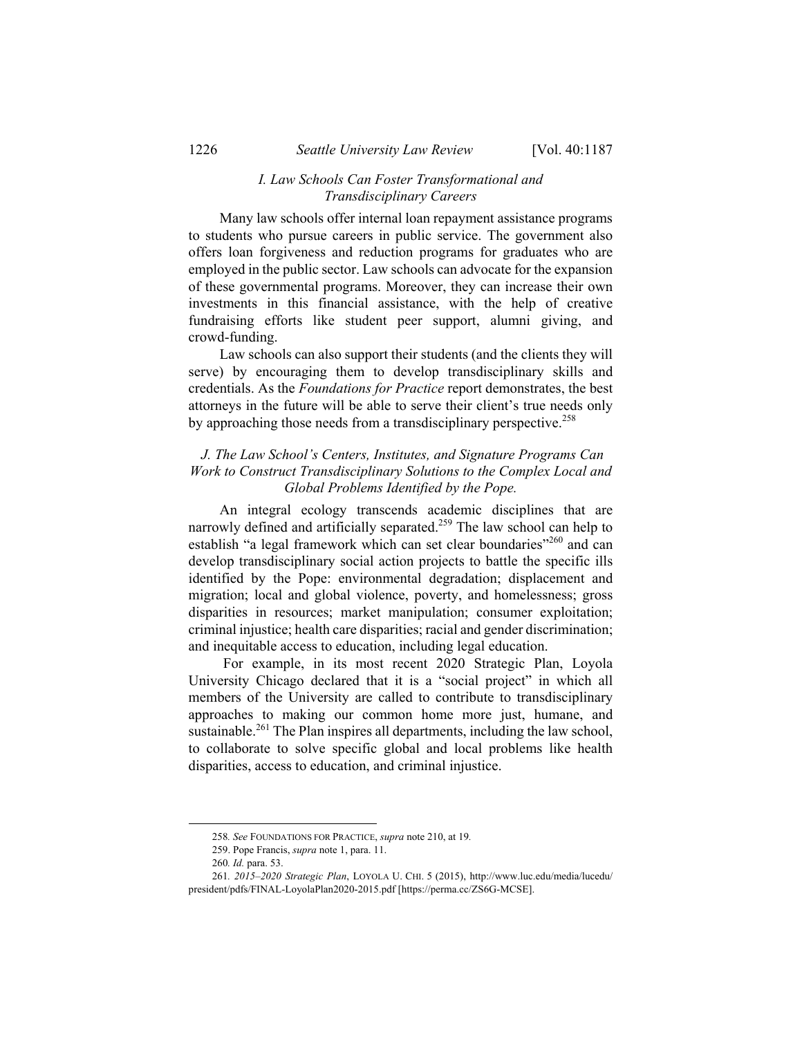### *I. Law Schools Can Foster Transformational and Transdisciplinary Careers*

Many law schools offer internal loan repayment assistance programs to students who pursue careers in public service. The government also offers loan forgiveness and reduction programs for graduates who are employed in the public sector. Law schools can advocate for the expansion of these governmental programs. Moreover, they can increase their own investments in this financial assistance, with the help of creative fundraising efforts like student peer support, alumni giving, and crowd-funding.

Law schools can also support their students (and the clients they will serve) by encouraging them to develop transdisciplinary skills and credentials. As the *Foundations for Practice* report demonstrates, the best attorneys in the future will be able to serve their client's true needs only by approaching those needs from a transdisciplinary perspective.[258]

### *J. The Law School's Centers, Institutes, and Signature Programs Can Work to Construct Transdisciplinary Solutions to the Complex Local and Global Problems Identified by the Pope.*

An integral ecology transcends academic disciplines that are narrowly defined and artificially separated.[259] The law school can help to establish "a legal framework which can set clear boundaries"[260] and can develop transdisciplinary social action projects to battle the specific ills identified by the Pope: environmental degradation; displacement and migration; local and global violence, poverty, and homelessness; gross disparities in resources; market manipulation; consumer exploitation; criminal injustice; health care disparities; racial and gender discrimination; and inequitable access to education, including legal education.

For example, in its most recent 2020 Strategic Plan, Loyola University Chicago declared that it is a "social project" in which all members of the University are called to contribute to transdisciplinary approaches to making our common home more just, humane, and sustainable.[261] The Plan inspires all departments, including the law school, to collaborate to solve specific global and local problems like health disparities, access to education, and criminal injustice.

---

258. *See* FOUNDATIONS FOR PRACTICE, *supra* note 210, at 19.

259. Pope Francis, *supra* note 1, para. 11.

260. *Id.* para. 53.

261. *2015–2020 Strategic Plan*, LOYOLA U. CHI. 5 (2015), http://www.luc.edu/media/lucedu/president/pdfs/FINAL-LoyolaPlan2020-2015.pdf [https://perma.cc/ZS6G-MCSE].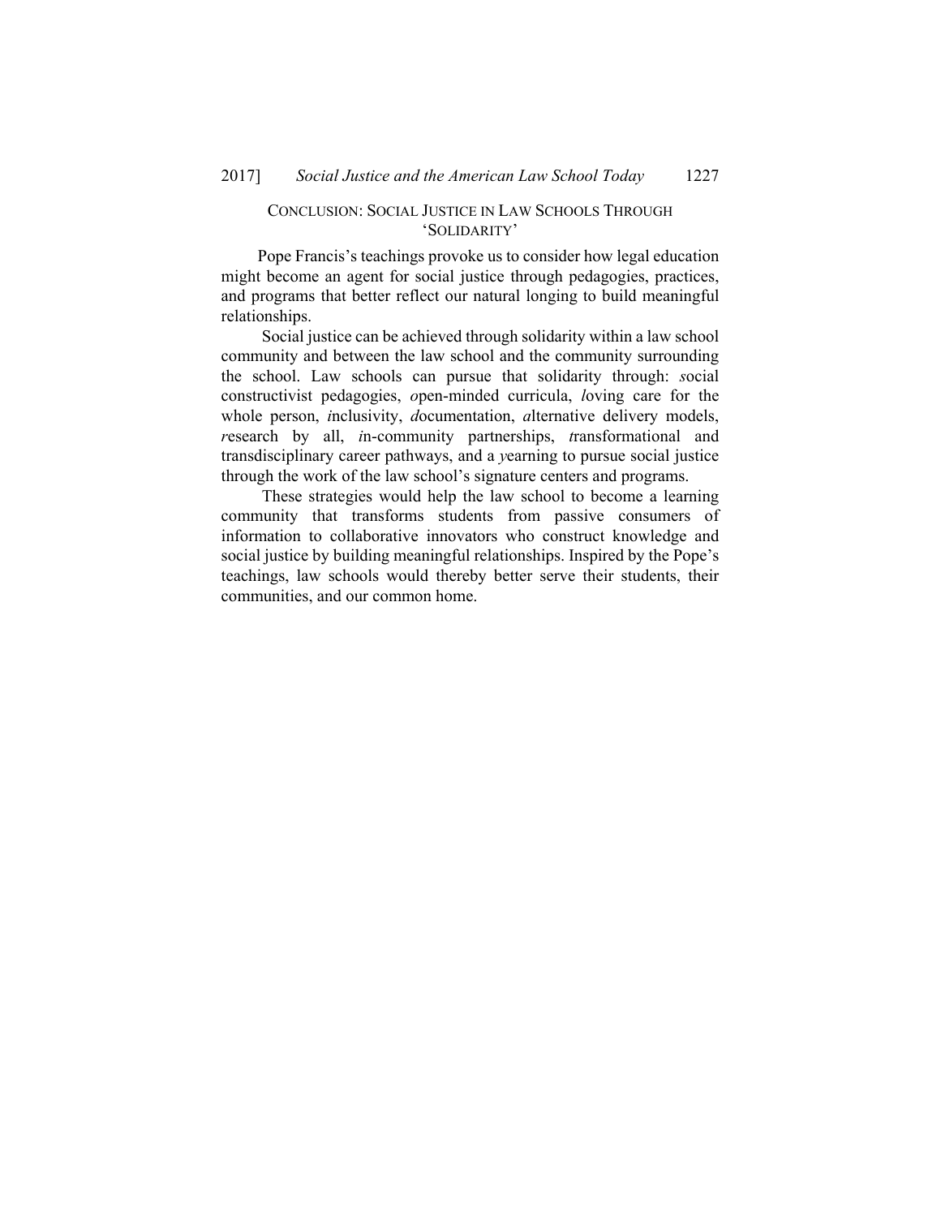## CONCLUSION: SOCIAL JUSTICE IN LAW SCHOOLS THROUGH 'SOLIDARITY'

Pope Francis's teachings provoke us to consider how legal education might become an agent for social justice through pedagogies, practices, and programs that better reflect our natural longing to build meaningful relationships.

Social justice can be achieved through solidarity within a law school community and between the law school and the community surrounding the school. Law schools can pursue that solidarity through: *s*ocial constructivist pedagogies, *o*pen-minded curricula, *l*oving care for the whole person, *i*nclusivity, *d*ocumentation, *a*lternative delivery models, *r*esearch by all, *i*n-community partnerships, *t*ransformational and transdisciplinary career pathways, and a *y*earning to pursue social justice through the work of the law school's signature centers and programs.

These strategies would help the law school to become a learning community that transforms students from passive consumers of information to collaborative innovators who construct knowledge and social justice by building meaningful relationships. Inspired by the Pope's teachings, law schools would thereby better serve their students, their communities, and our common home.